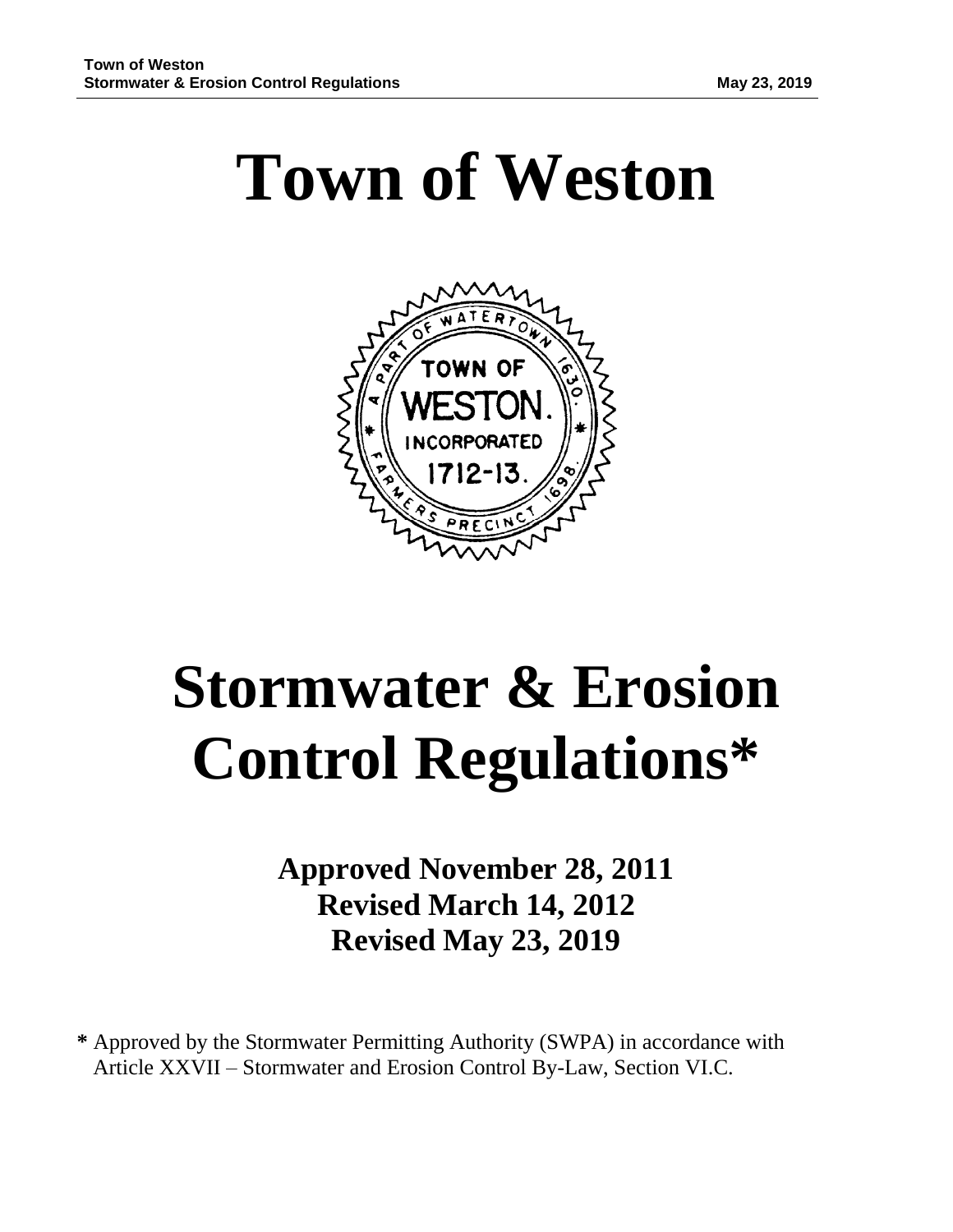# Town of Weston

# Stormwater & Erosion Control Regulations*

**Approved November 28, 2011**
**Revised March 14, 2012**
**Revised May 23, 2019**

**\*** Approved by the Stormwater Permitting Authority (SWPA) in accordance with Article XXVII – Stormwater and Erosion Control By-Law, Section VI.C.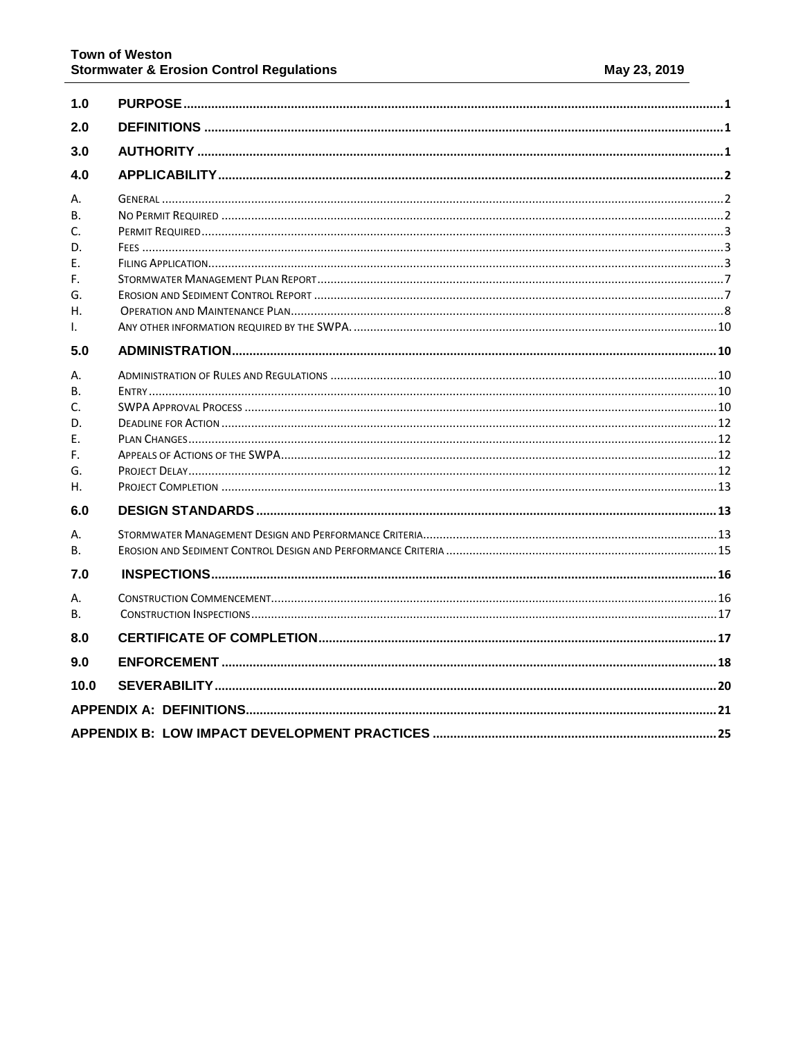| | | |
|---|---|---|
| **1.0** | **PURPOSE** | **1** |
| **2.0** | **DEFINITIONS** | **1** |
| **3.0** | **AUTHORITY** | **1** |
| **4.0** | **APPLICABILITY** | **2** |
| A. | GENERAL | 2 |
| B. | NO PERMIT REQUIRED | 2 |
| C. | PERMIT REQUIRED | 3 |
| D. | FEES | 3 |
| E. | FILING APPLICATION | 3 |
| F. | STORMWATER MANAGEMENT PLAN REPORT | 7 |
| G. | EROSION AND SEDIMENT CONTROL REPORT | 7 |
| H. | OPERATION AND MAINTENANCE PLAN | 8 |
| I. | ANY OTHER INFORMATION REQUIRED BY THE SWPA. | 10 |
| **5.0** | **ADMINISTRATION** | **10** |
| A. | ADMINISTRATION OF RULES AND REGULATIONS | 10 |
| B. | ENTRY | 10 |
| C. | SWPA APPROVAL PROCESS | 10 |
| D. | DEADLINE FOR ACTION | 12 |
| E. | PLAN CHANGES | 12 |
| F. | APPEALS OF ACTIONS OF THE SWPA | 12 |
| G. | PROJECT DELAY | 12 |
| H. | PROJECT COMPLETION | 13 |
| **6.0** | **DESIGN STANDARDS** | **13** |
| A. | STORMWATER MANAGEMENT DESIGN AND PERFORMANCE CRITERIA | 13 |
| B. | EROSION AND SEDIMENT CONTROL DESIGN AND PERFORMANCE CRITERIA | 15 |
| **7.0** | **INSPECTIONS** | **16** |
| A. | CONSTRUCTION COMMENCEMENT | 16 |
| B. | CONSTRUCTION INSPECTIONS | 17 |
| **8.0** | **CERTIFICATE OF COMPLETION** | **17** |
| **9.0** | **ENFORCEMENT** | **18** |
| **10.0** | **SEVERABILITY** | **20** |
| | **APPENDIX A: DEFINITIONS** | **21** |
| | **APPENDIX B: LOW IMPACT DEVELOPMENT PRACTICES** | **25** |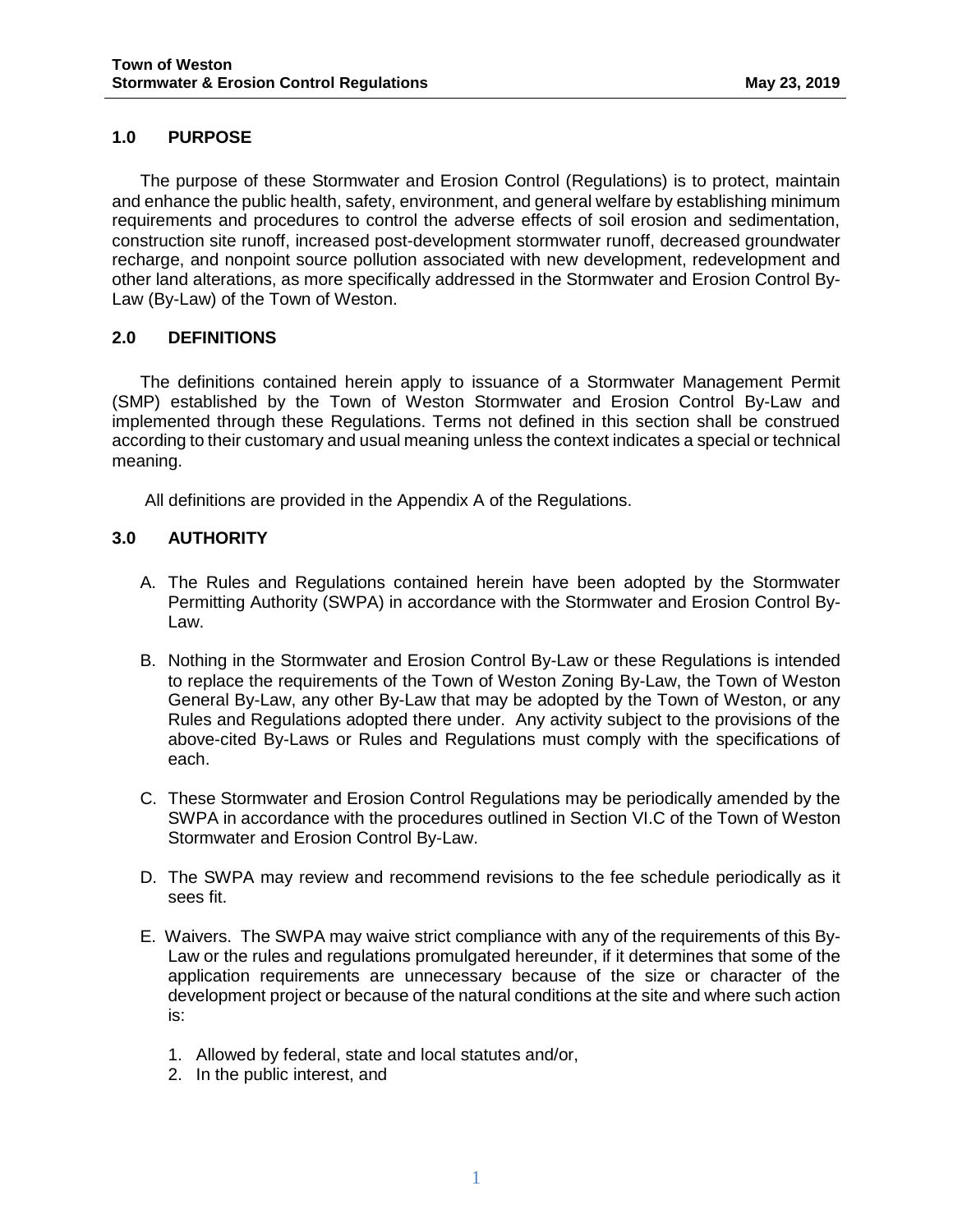## 1.0 PURPOSE

The purpose of these Stormwater and Erosion Control (Regulations) is to protect, maintain and enhance the public health, safety, environment, and general welfare by establishing minimum requirements and procedures to control the adverse effects of soil erosion and sedimentation, construction site runoff, increased post-development stormwater runoff, decreased groundwater recharge, and nonpoint source pollution associated with new development, redevelopment and other land alterations, as more specifically addressed in the Stormwater and Erosion Control By-Law (By-Law) of the Town of Weston.

## 2.0 DEFINITIONS

The definitions contained herein apply to issuance of a Stormwater Management Permit (SMP) established by the Town of Weston Stormwater and Erosion Control By-Law and implemented through these Regulations. Terms not defined in this section shall be construed according to their customary and usual meaning unless the context indicates a special or technical meaning.

All definitions are provided in the Appendix A of the Regulations.

## 3.0 AUTHORITY

A. The Rules and Regulations contained herein have been adopted by the Stormwater Permitting Authority (SWPA) in accordance with the Stormwater and Erosion Control By-Law.

B. Nothing in the Stormwater and Erosion Control By-Law or these Regulations is intended to replace the requirements of the Town of Weston Zoning By-Law, the Town of Weston General By-Law, any other By-Law that may be adopted by the Town of Weston, or any Rules and Regulations adopted there under. Any activity subject to the provisions of the above-cited By-Laws or Rules and Regulations must comply with the specifications of each.

C. These Stormwater and Erosion Control Regulations may be periodically amended by the SWPA in accordance with the procedures outlined in Section VI.C of the Town of Weston Stormwater and Erosion Control By-Law.

D. The SWPA may review and recommend revisions to the fee schedule periodically as it sees fit.

E. Waivers. The SWPA may waive strict compliance with any of the requirements of this By-Law or the rules and regulations promulgated hereunder, if it determines that some of the application requirements are unnecessary because of the size or character of the development project or because of the natural conditions at the site and where such action is:

1. Allowed by federal, state and local statutes and/or,
2. In the public interest, and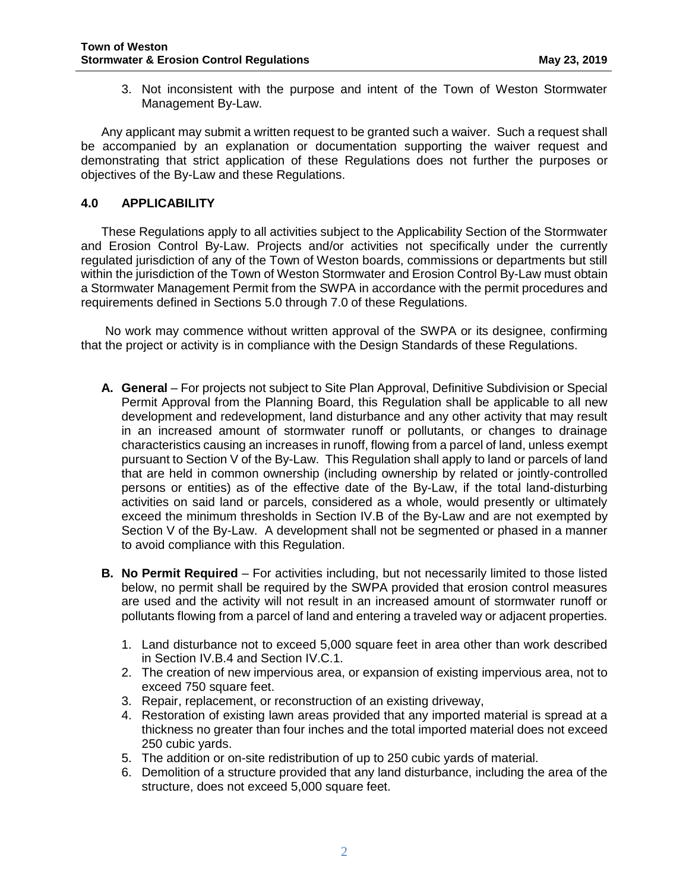3. Not inconsistent with the purpose and intent of the Town of Weston Stormwater Management By-Law.

Any applicant may submit a written request to be granted such a waiver. Such a request shall be accompanied by an explanation or documentation supporting the waiver request and demonstrating that strict application of these Regulations does not further the purposes or objectives of the By-Law and these Regulations.

## 4.0 APPLICABILITY

These Regulations apply to all activities subject to the Applicability Section of the Stormwater and Erosion Control By-Law. Projects and/or activities not specifically under the currently regulated jurisdiction of any of the Town of Weston boards, commissions or departments but still within the jurisdiction of the Town of Weston Stormwater and Erosion Control By-Law must obtain a Stormwater Management Permit from the SWPA in accordance with the permit procedures and requirements defined in Sections 5.0 through 7.0 of these Regulations.

No work may commence without written approval of the SWPA or its designee, confirming that the project or activity is in compliance with the Design Standards of these Regulations.

**A. General** – For projects not subject to Site Plan Approval, Definitive Subdivision or Special Permit Approval from the Planning Board, this Regulation shall be applicable to all new development and redevelopment, land disturbance and any other activity that may result in an increased amount of stormwater runoff or pollutants, or changes to drainage characteristics causing an increases in runoff, flowing from a parcel of land, unless exempt pursuant to Section V of the By-Law. This Regulation shall apply to land or parcels of land that are held in common ownership (including ownership by related or jointly-controlled persons or entities) as of the effective date of the By-Law, if the total land-disturbing activities on said land or parcels, considered as a whole, would presently or ultimately exceed the minimum thresholds in Section IV.B of the By-Law and are not exempted by Section V of the By-Law. A development shall not be segmented or phased in a manner to avoid compliance with this Regulation.

**B. No Permit Required** – For activities including, but not necessarily limited to those listed below, no permit shall be required by the SWPA provided that erosion control measures are used and the activity will not result in an increased amount of stormwater runoff or pollutants flowing from a parcel of land and entering a traveled way or adjacent properties.

1. Land disturbance not to exceed 5,000 square feet in area other than work described in Section IV.B.4 and Section IV.C.1.
2. The creation of new impervious area, or expansion of existing impervious area, not to exceed 750 square feet.
3. Repair, replacement, or reconstruction of an existing driveway,
4. Restoration of existing lawn areas provided that any imported material is spread at a thickness no greater than four inches and the total imported material does not exceed 250 cubic yards.
5. The addition or on-site redistribution of up to 250 cubic yards of material.
6. Demolition of a structure provided that any land disturbance, including the area of the structure, does not exceed 5,000 square feet.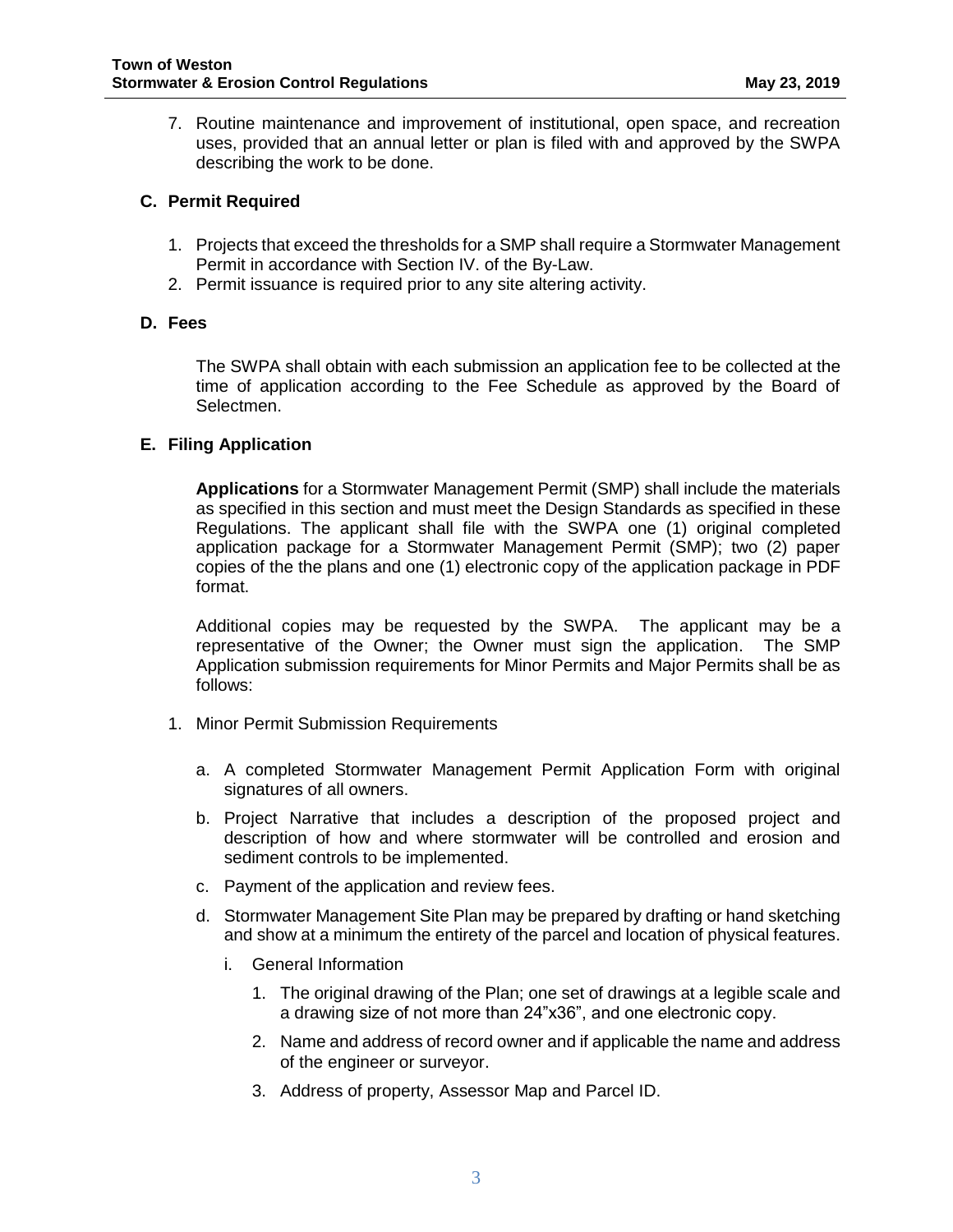7. Routine maintenance and improvement of institutional, open space, and recreation uses, provided that an annual letter or plan is filed with and approved by the SWPA describing the work to be done.

### C. Permit Required

1. Projects that exceed the thresholds for a SMP shall require a Stormwater Management Permit in accordance with Section IV. of the By-Law.
2. Permit issuance is required prior to any site altering activity.

### D. Fees

The SWPA shall obtain with each submission an application fee to be collected at the time of application according to the Fee Schedule as approved by the Board of Selectmen.

### E. Filing Application

**Applications** for a Stormwater Management Permit (SMP) shall include the materials as specified in this section and must meet the Design Standards as specified in these Regulations. The applicant shall file with the SWPA one (1) original completed application package for a Stormwater Management Permit (SMP); two (2) paper copies of the the plans and one (1) electronic copy of the application package in PDF format.

Additional copies may be requested by the SWPA. The applicant may be a representative of the Owner; the Owner must sign the application. The SMP Application submission requirements for Minor Permits and Major Permits shall be as follows:

1. Minor Permit Submission Requirements

   a. A completed Stormwater Management Permit Application Form with original signatures of all owners.

   b. Project Narrative that includes a description of the proposed project and description of how and where stormwater will be controlled and erosion and sediment controls to be implemented.

   c. Payment of the application and review fees.

   d. Stormwater Management Site Plan may be prepared by drafting or hand sketching and show at a minimum the entirety of the parcel and location of physical features.

      i. General Information

         1. The original drawing of the Plan; one set of drawings at a legible scale and a drawing size of not more than 24"x36", and one electronic copy.

         2. Name and address of record owner and if applicable the name and address of the engineer or surveyor.

         3. Address of property, Assessor Map and Parcel ID.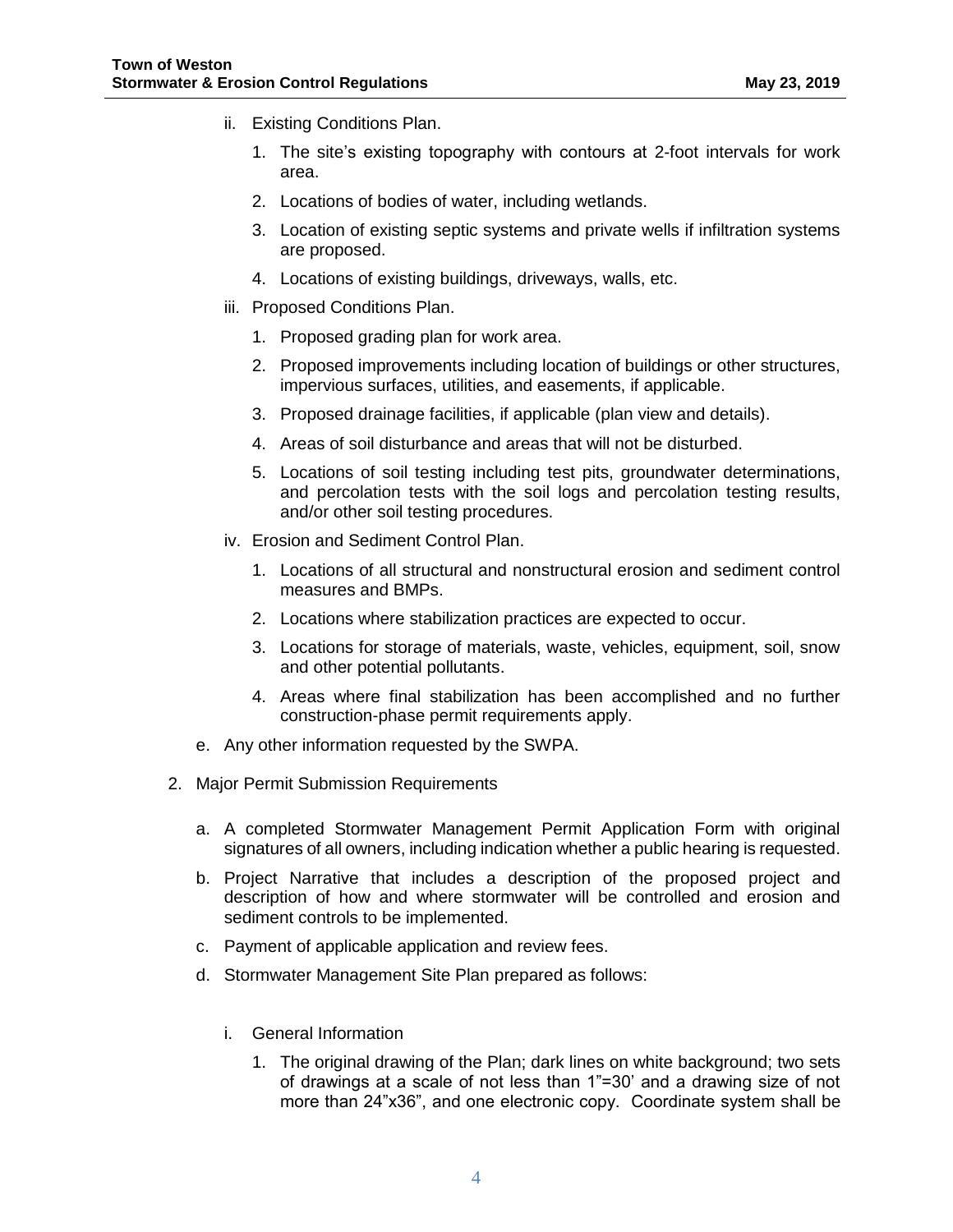ii. Existing Conditions Plan.

   1. The site's existing topography with contours at 2-foot intervals for work area.
   2. Locations of bodies of water, including wetlands.
   3. Location of existing septic systems and private wells if infiltration systems are proposed.
   4. Locations of existing buildings, driveways, walls, etc.

iii. Proposed Conditions Plan.

   1. Proposed grading plan for work area.
   2. Proposed improvements including location of buildings or other structures, impervious surfaces, utilities, and easements, if applicable.
   3. Proposed drainage facilities, if applicable (plan view and details).
   4. Areas of soil disturbance and areas that will not be disturbed.
   5. Locations of soil testing including test pits, groundwater determinations, and percolation tests with the soil logs and percolation testing results, and/or other soil testing procedures.

iv. Erosion and Sediment Control Plan.

   1. Locations of all structural and nonstructural erosion and sediment control measures and BMPs.
   2. Locations where stabilization practices are expected to occur.
   3. Locations for storage of materials, waste, vehicles, equipment, soil, snow and other potential pollutants.
   4. Areas where final stabilization has been accomplished and no further construction-phase permit requirements apply.

e. Any other information requested by the SWPA.

2. Major Permit Submission Requirements

   a. A completed Stormwater Management Permit Application Form with original signatures of all owners, including indication whether a public hearing is requested.

   b. Project Narrative that includes a description of the proposed project and description of how and where stormwater will be controlled and erosion and sediment controls to be implemented.

   c. Payment of applicable application and review fees.

   d. Stormwater Management Site Plan prepared as follows:

      i. General Information

         1. The original drawing of the Plan; dark lines on white background; two sets of drawings at a scale of not less than 1"=30' and a drawing size of not more than 24"x36", and one electronic copy. Coordinate system shall be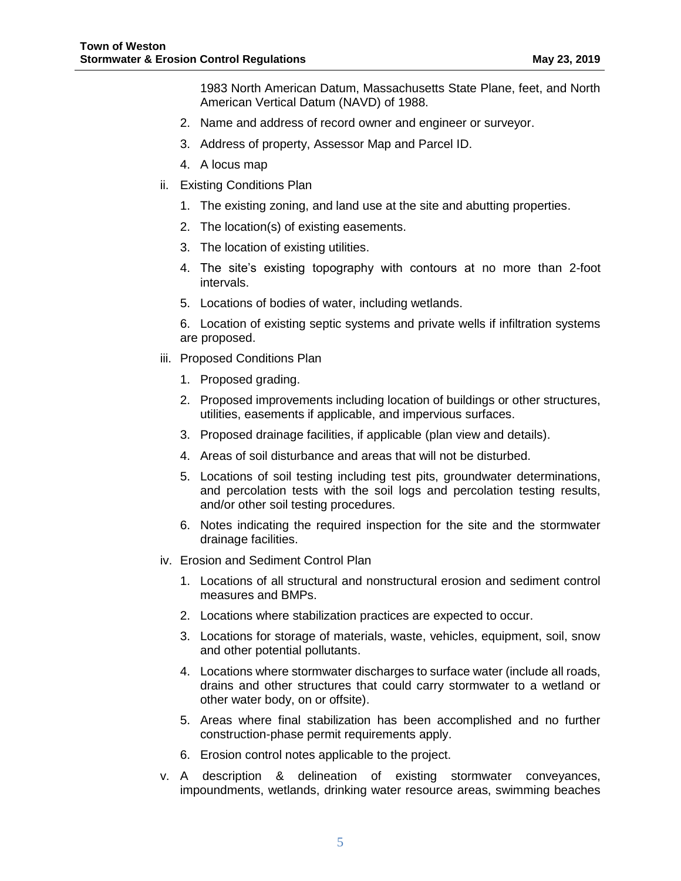1983 North American Datum, Massachusetts State Plane, feet, and North American Vertical Datum (NAVD) of 1988.

2. Name and address of record owner and engineer or surveyor.
3. Address of property, Assessor Map and Parcel ID.
4. A locus map

ii. Existing Conditions Plan

1. The existing zoning, and land use at the site and abutting properties.
2. The location(s) of existing easements.
3. The location of existing utilities.
4. The site's existing topography with contours at no more than 2-foot intervals.
5. Locations of bodies of water, including wetlands.
6. Location of existing septic systems and private wells if infiltration systems are proposed.

iii. Proposed Conditions Plan

1. Proposed grading.
2. Proposed improvements including location of buildings or other structures, utilities, easements if applicable, and impervious surfaces.
3. Proposed drainage facilities, if applicable (plan view and details).
4. Areas of soil disturbance and areas that will not be disturbed.
5. Locations of soil testing including test pits, groundwater determinations, and percolation tests with the soil logs and percolation testing results, and/or other soil testing procedures.
6. Notes indicating the required inspection for the site and the stormwater drainage facilities.

iv. Erosion and Sediment Control Plan

1. Locations of all structural and nonstructural erosion and sediment control measures and BMPs.
2. Locations where stabilization practices are expected to occur.
3. Locations for storage of materials, waste, vehicles, equipment, soil, snow and other potential pollutants.
4. Locations where stormwater discharges to surface water (include all roads, drains and other structures that could carry stormwater to a wetland or other water body, on or offsite).
5. Areas where final stabilization has been accomplished and no further construction-phase permit requirements apply.
6. Erosion control notes applicable to the project.

v. A description & delineation of existing stormwater conveyances, impoundments, wetlands, drinking water resource areas, swimming beaches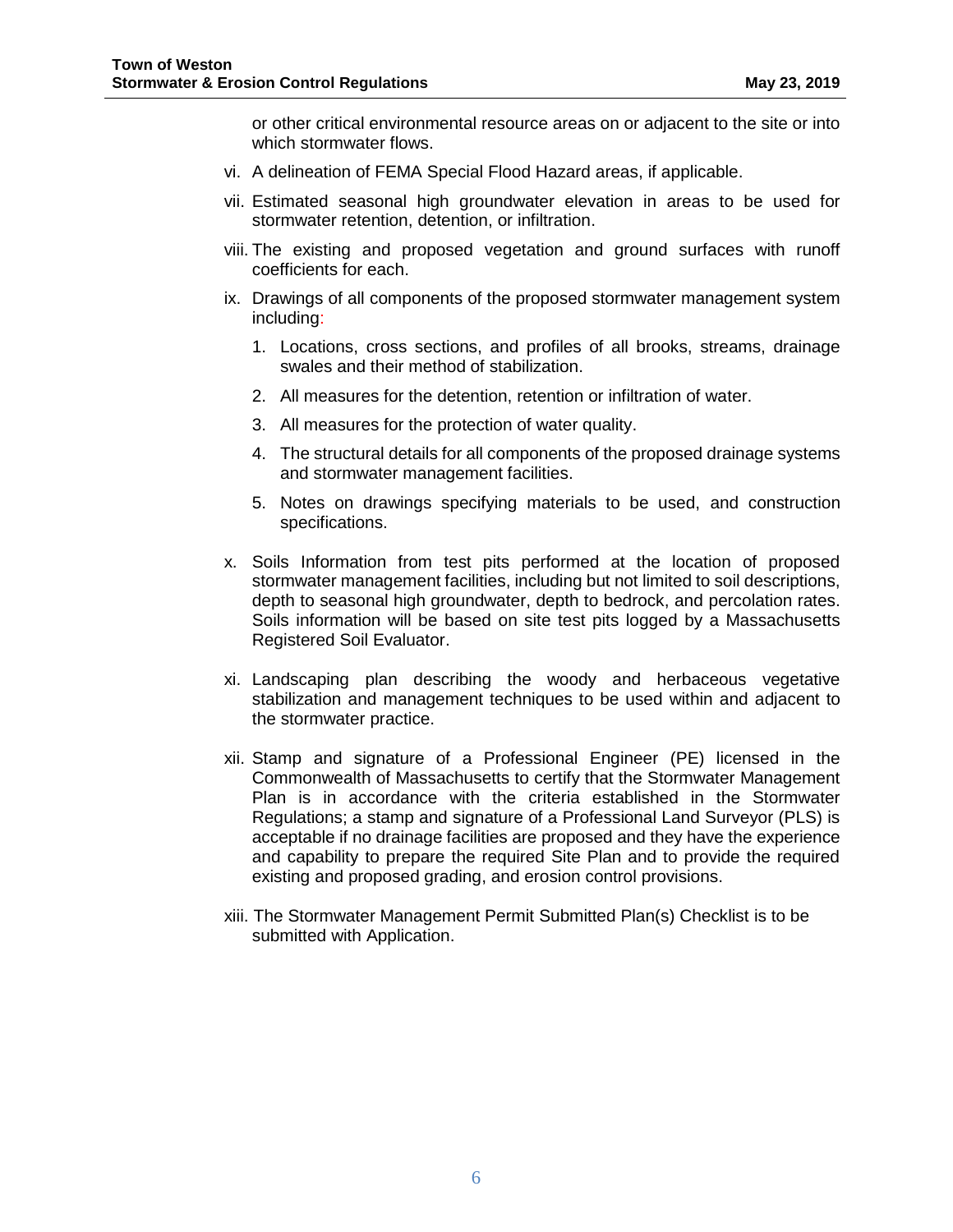or other critical environmental resource areas on or adjacent to the site or into which stormwater flows.

vi. A delineation of FEMA Special Flood Hazard areas, if applicable.

vii. Estimated seasonal high groundwater elevation in areas to be used for stormwater retention, detention, or infiltration.

viii. The existing and proposed vegetation and ground surfaces with runoff coefficients for each.

ix. Drawings of all components of the proposed stormwater management system including:

   1. Locations, cross sections, and profiles of all brooks, streams, drainage swales and their method of stabilization.

   2. All measures for the detention, retention or infiltration of water.

   3. All measures for the protection of water quality.

   4. The structural details for all components of the proposed drainage systems and stormwater management facilities.

   5. Notes on drawings specifying materials to be used, and construction specifications.

x. Soils Information from test pits performed at the location of proposed stormwater management facilities, including but not limited to soil descriptions, depth to seasonal high groundwater, depth to bedrock, and percolation rates. Soils information will be based on site test pits logged by a Massachusetts Registered Soil Evaluator.

xi. Landscaping plan describing the woody and herbaceous vegetative stabilization and management techniques to be used within and adjacent to the stormwater practice.

xii. Stamp and signature of a Professional Engineer (PE) licensed in the Commonwealth of Massachusetts to certify that the Stormwater Management Plan is in accordance with the criteria established in the Stormwater Regulations; a stamp and signature of a Professional Land Surveyor (PLS) is acceptable if no drainage facilities are proposed and they have the experience and capability to prepare the required Site Plan and to provide the required existing and proposed grading, and erosion control provisions.

xiii. The Stormwater Management Permit Submitted Plan(s) Checklist is to be submitted with Application.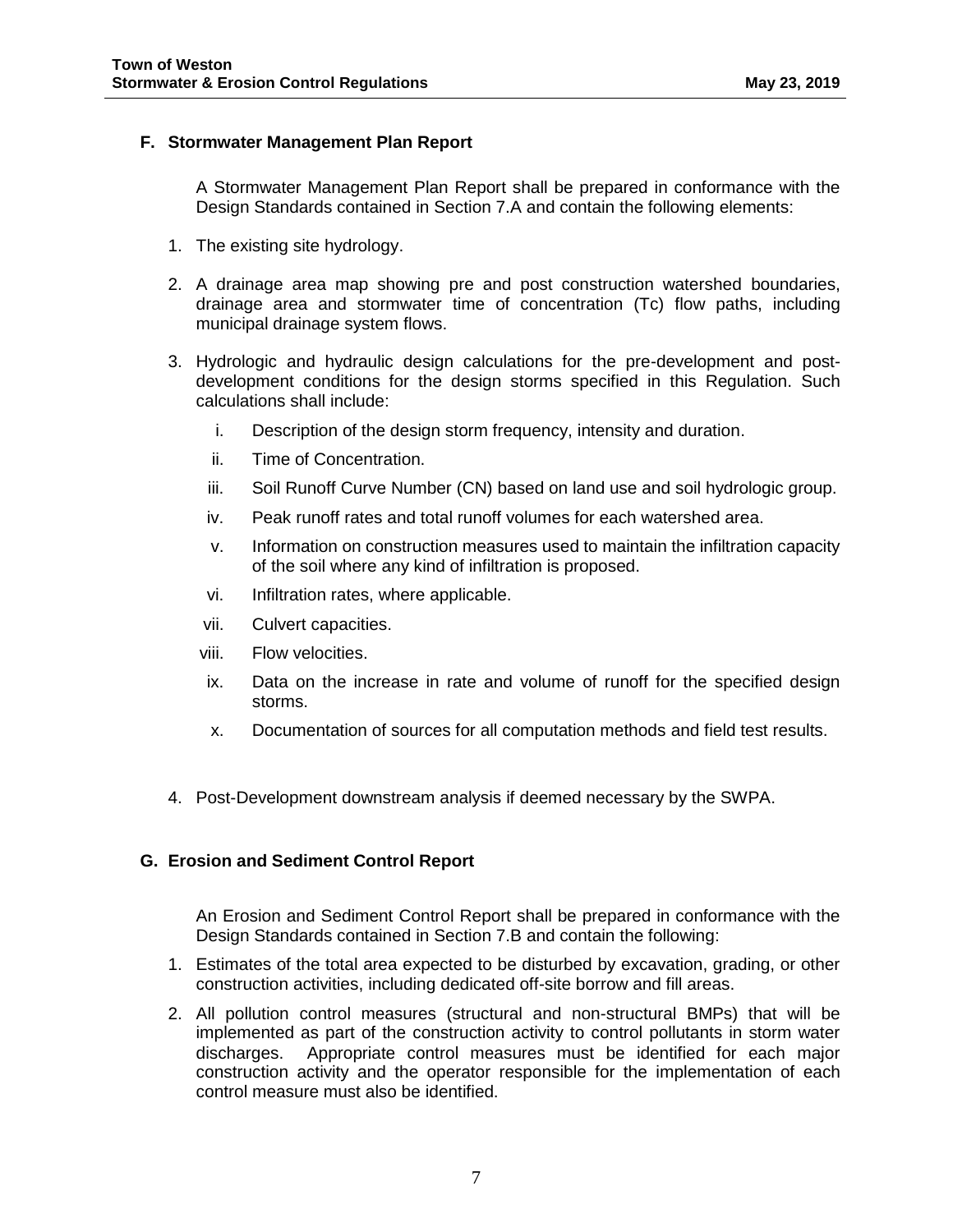## F. Stormwater Management Plan Report

A Stormwater Management Plan Report shall be prepared in conformance with the Design Standards contained in Section 7.A and contain the following elements:

1. The existing site hydrology.

2. A drainage area map showing pre and post construction watershed boundaries, drainage area and stormwater time of concentration (Tc) flow paths, including municipal drainage system flows.

3. Hydrologic and hydraulic design calculations for the pre-development and post-development conditions for the design storms specified in this Regulation. Such calculations shall include:

   i. Description of the design storm frequency, intensity and duration.

   ii. Time of Concentration.

   iii. Soil Runoff Curve Number (CN) based on land use and soil hydrologic group.

   iv. Peak runoff rates and total runoff volumes for each watershed area.

   v. Information on construction measures used to maintain the infiltration capacity of the soil where any kind of infiltration is proposed.

   vi. Infiltration rates, where applicable.

   vii. Culvert capacities.

   viii. Flow velocities.

   ix. Data on the increase in rate and volume of runoff for the specified design storms.

   x. Documentation of sources for all computation methods and field test results.

4. Post-Development downstream analysis if deemed necessary by the SWPA.

## G. Erosion and Sediment Control Report

An Erosion and Sediment Control Report shall be prepared in conformance with the Design Standards contained in Section 7.B and contain the following:

1. Estimates of the total area expected to be disturbed by excavation, grading, or other construction activities, including dedicated off-site borrow and fill areas.

2. All pollution control measures (structural and non-structural BMPs) that will be implemented as part of the construction activity to control pollutants in storm water discharges. Appropriate control measures must be identified for each major construction activity and the operator responsible for the implementation of each control measure must also be identified.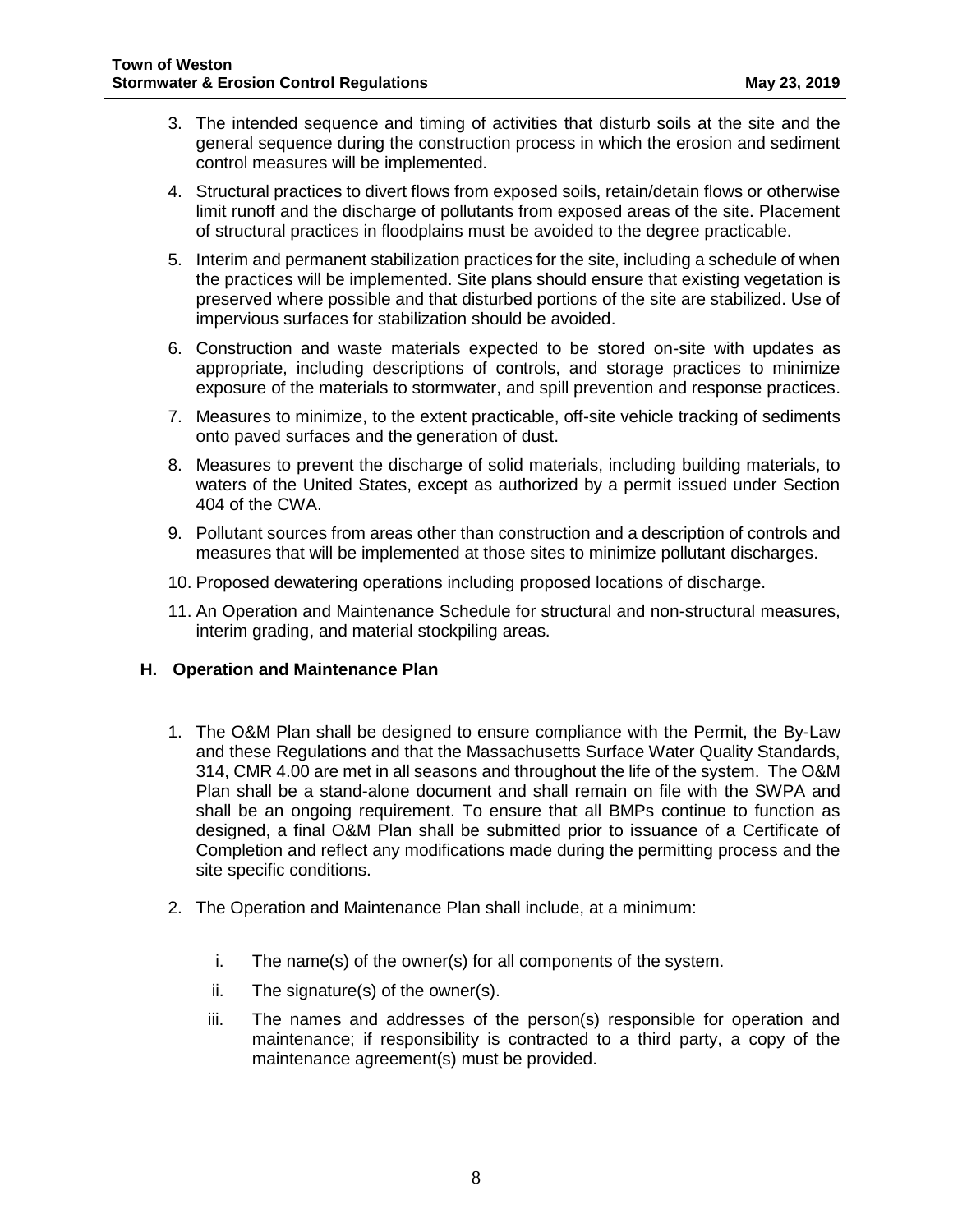3. The intended sequence and timing of activities that disturb soils at the site and the general sequence during the construction process in which the erosion and sediment control measures will be implemented.
4. Structural practices to divert flows from exposed soils, retain/detain flows or otherwise limit runoff and the discharge of pollutants from exposed areas of the site. Placement of structural practices in floodplains must be avoided to the degree practicable.
5. Interim and permanent stabilization practices for the site, including a schedule of when the practices will be implemented. Site plans should ensure that existing vegetation is preserved where possible and that disturbed portions of the site are stabilized. Use of impervious surfaces for stabilization should be avoided.
6. Construction and waste materials expected to be stored on-site with updates as appropriate, including descriptions of controls, and storage practices to minimize exposure of the materials to stormwater, and spill prevention and response practices.
7. Measures to minimize, to the extent practicable, off-site vehicle tracking of sediments onto paved surfaces and the generation of dust.
8. Measures to prevent the discharge of solid materials, including building materials, to waters of the United States, except as authorized by a permit issued under Section 404 of the CWA.
9. Pollutant sources from areas other than construction and a description of controls and measures that will be implemented at those sites to minimize pollutant discharges.
10. Proposed dewatering operations including proposed locations of discharge.
11. An Operation and Maintenance Schedule for structural and non-structural measures, interim grading, and material stockpiling areas.

### H. Operation and Maintenance Plan

1. The O&M Plan shall be designed to ensure compliance with the Permit, the By-Law and these Regulations and that the Massachusetts Surface Water Quality Standards, 314, CMR 4.00 are met in all seasons and throughout the life of the system. The O&M Plan shall be a stand-alone document and shall remain on file with the SWPA and shall be an ongoing requirement. To ensure that all BMPs continue to function as designed, a final O&M Plan shall be submitted prior to issuance of a Certificate of Completion and reflect any modifications made during the permitting process and the site specific conditions.
2. The Operation and Maintenance Plan shall include, at a minimum:
   i. The name(s) of the owner(s) for all components of the system.
   ii. The signature(s) of the owner(s).
   iii. The names and addresses of the person(s) responsible for operation and maintenance; if responsibility is contracted to a third party, a copy of the maintenance agreement(s) must be provided.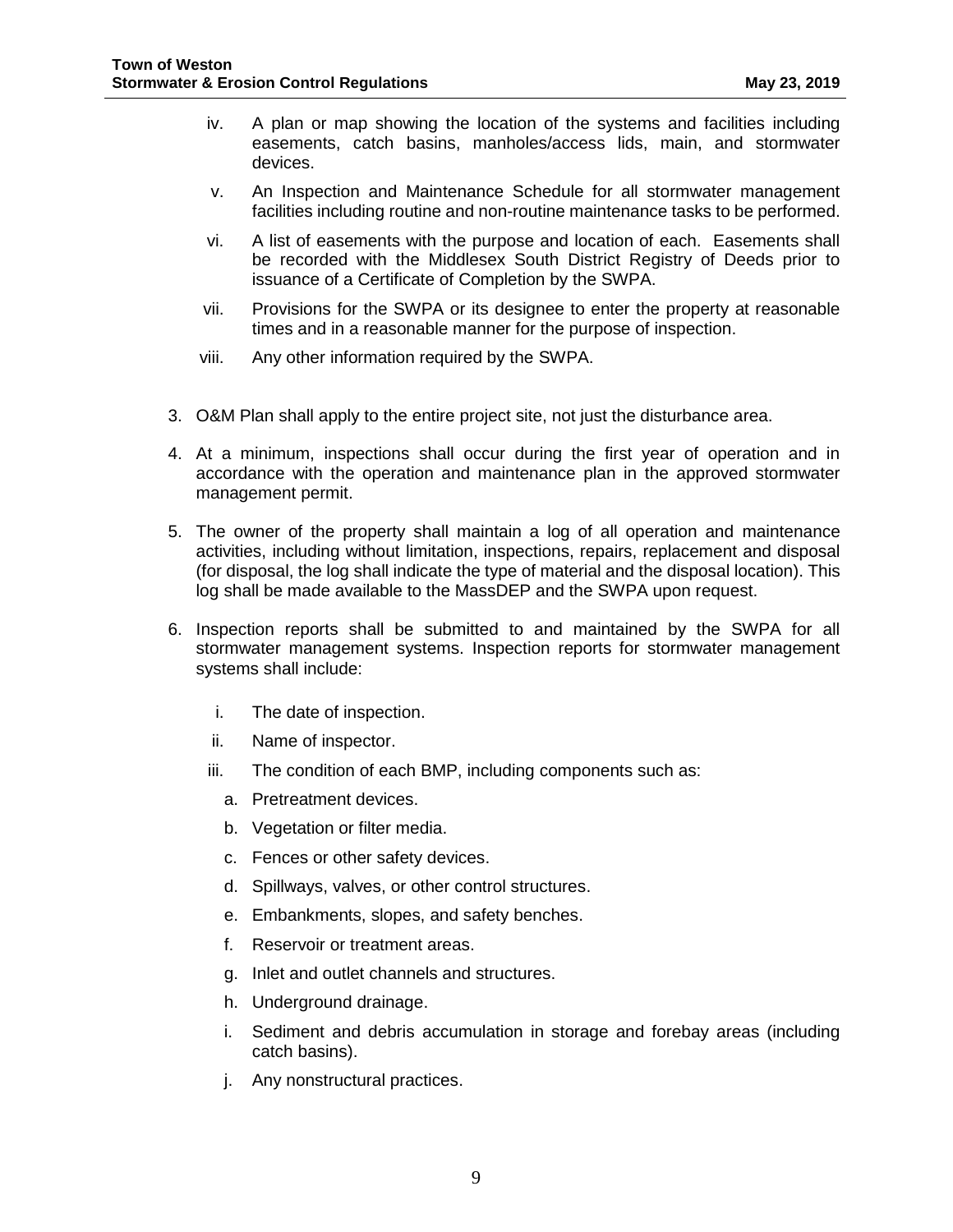iv. A plan or map showing the location of the systems and facilities including easements, catch basins, manholes/access lids, main, and stormwater devices.

v. An Inspection and Maintenance Schedule for all stormwater management facilities including routine and non-routine maintenance tasks to be performed.

vi. A list of easements with the purpose and location of each. Easements shall be recorded with the Middlesex South District Registry of Deeds prior to issuance of a Certificate of Completion by the SWPA.

vii. Provisions for the SWPA or its designee to enter the property at reasonable times and in a reasonable manner for the purpose of inspection.

viii. Any other information required by the SWPA.

3. O&M Plan shall apply to the entire project site, not just the disturbance area.

4. At a minimum, inspections shall occur during the first year of operation and in accordance with the operation and maintenance plan in the approved stormwater management permit.

5. The owner of the property shall maintain a log of all operation and maintenance activities, including without limitation, inspections, repairs, replacement and disposal (for disposal, the log shall indicate the type of material and the disposal location). This log shall be made available to the MassDEP and the SWPA upon request.

6. Inspection reports shall be submitted to and maintained by the SWPA for all stormwater management systems. Inspection reports for stormwater management systems shall include:

   i. The date of inspection.

   ii. Name of inspector.

   iii. The condition of each BMP, including components such as:

   a. Pretreatment devices.

   b. Vegetation or filter media.

   c. Fences or other safety devices.

   d. Spillways, valves, or other control structures.

   e. Embankments, slopes, and safety benches.

   f. Reservoir or treatment areas.

   g. Inlet and outlet channels and structures.

   h. Underground drainage.

   i. Sediment and debris accumulation in storage and forebay areas (including catch basins).

   j. Any nonstructural practices.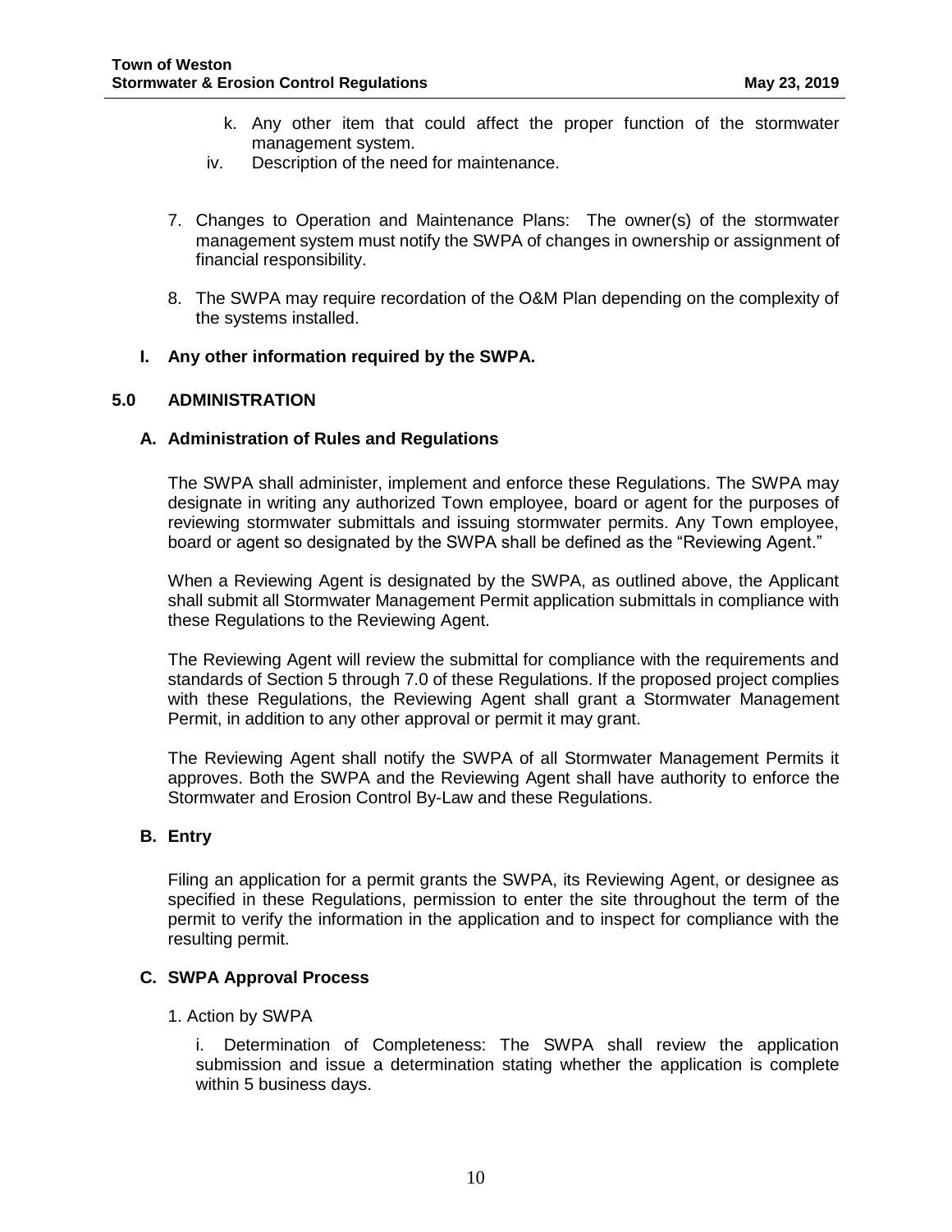k. Any other item that could affect the proper function of the stormwater management system.

iv. Description of the need for maintenance.

7. Changes to Operation and Maintenance Plans: The owner(s) of the stormwater management system must notify the SWPA of changes in ownership or assignment of financial responsibility.

8. The SWPA may require recordation of the O&M Plan depending on the complexity of the systems installed.

**I. Any other information required by the SWPA.**

## 5.0 ADMINISTRATION

### A. Administration of Rules and Regulations

The SWPA shall administer, implement and enforce these Regulations. The SWPA may designate in writing any authorized Town employee, board or agent for the purposes of reviewing stormwater submittals and issuing stormwater permits. Any Town employee, board or agent so designated by the SWPA shall be defined as the "Reviewing Agent."

When a Reviewing Agent is designated by the SWPA, as outlined above, the Applicant shall submit all Stormwater Management Permit application submittals in compliance with these Regulations to the Reviewing Agent.

The Reviewing Agent will review the submittal for compliance with the requirements and standards of Section 5 through 7.0 of these Regulations. If the proposed project complies with these Regulations, the Reviewing Agent shall grant a Stormwater Management Permit, in addition to any other approval or permit it may grant.

The Reviewing Agent shall notify the SWPA of all Stormwater Management Permits it approves. Both the SWPA and the Reviewing Agent shall have authority to enforce the Stormwater and Erosion Control By-Law and these Regulations.

### B. Entry

Filing an application for a permit grants the SWPA, its Reviewing Agent, or designee as specified in these Regulations, permission to enter the site throughout the term of the permit to verify the information in the application and to inspect for compliance with the resulting permit.

### C. SWPA Approval Process

1. Action by SWPA

i. Determination of Completeness: The SWPA shall review the application submission and issue a determination stating whether the application is complete within 5 business days.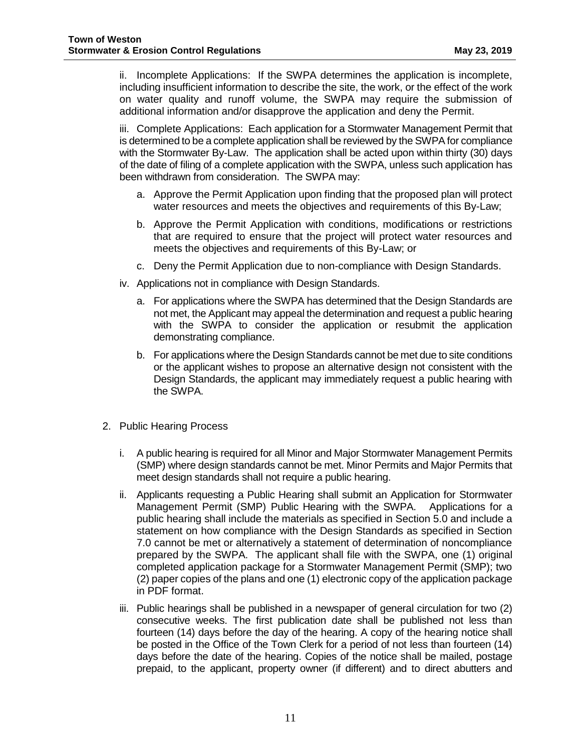ii. Incomplete Applications: If the SWPA determines the application is incomplete, including insufficient information to describe the site, the work, or the effect of the work on water quality and runoff volume, the SWPA may require the submission of additional information and/or disapprove the application and deny the Permit.

iii. Complete Applications: Each application for a Stormwater Management Permit that is determined to be a complete application shall be reviewed by the SWPA for compliance with the Stormwater By-Law. The application shall be acted upon within thirty (30) days of the date of filing of a complete application with the SWPA, unless such application has been withdrawn from consideration. The SWPA may:

   a. Approve the Permit Application upon finding that the proposed plan will protect water resources and meets the objectives and requirements of this By-Law;

   b. Approve the Permit Application with conditions, modifications or restrictions that are required to ensure that the project will protect water resources and meets the objectives and requirements of this By-Law; or

   c. Deny the Permit Application due to non-compliance with Design Standards.

iv. Applications not in compliance with Design Standards.

   a. For applications where the SWPA has determined that the Design Standards are not met, the Applicant may appeal the determination and request a public hearing with the SWPA to consider the application or resubmit the application demonstrating compliance.

   b. For applications where the Design Standards cannot be met due to site conditions or the applicant wishes to propose an alternative design not consistent with the Design Standards, the applicant may immediately request a public hearing with the SWPA.

2. Public Hearing Process

   i. A public hearing is required for all Minor and Major Stormwater Management Permits (SMP) where design standards cannot be met. Minor Permits and Major Permits that meet design standards shall not require a public hearing.

   ii. Applicants requesting a Public Hearing shall submit an Application for Stormwater Management Permit (SMP) Public Hearing with the SWPA. Applications for a public hearing shall include the materials as specified in Section 5.0 and include a statement on how compliance with the Design Standards as specified in Section 7.0 cannot be met or alternatively a statement of determination of noncompliance prepared by the SWPA. The applicant shall file with the SWPA, one (1) original completed application package for a Stormwater Management Permit (SMP); two (2) paper copies of the plans and one (1) electronic copy of the application package in PDF format.

   iii. Public hearings shall be published in a newspaper of general circulation for two (2) consecutive weeks. The first publication date shall be published not less than fourteen (14) days before the day of the hearing. A copy of the hearing notice shall be posted in the Office of the Town Clerk for a period of not less than fourteen (14) days before the date of the hearing. Copies of the notice shall be mailed, postage prepaid, to the applicant, property owner (if different) and to direct abutters and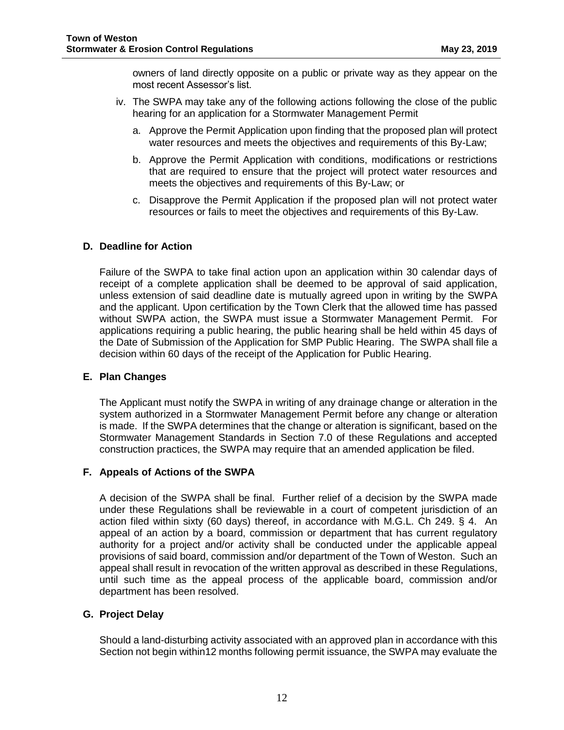owners of land directly opposite on a public or private way as they appear on the most recent Assessor's list.

iv. The SWPA may take any of the following actions following the close of the public hearing for an application for a Stormwater Management Permit

a. Approve the Permit Application upon finding that the proposed plan will protect water resources and meets the objectives and requirements of this By-Law;

b. Approve the Permit Application with conditions, modifications or restrictions that are required to ensure that the project will protect water resources and meets the objectives and requirements of this By-Law; or

c. Disapprove the Permit Application if the proposed plan will not protect water resources or fails to meet the objectives and requirements of this By-Law.

### D. Deadline for Action

Failure of the SWPA to take final action upon an application within 30 calendar days of receipt of a complete application shall be deemed to be approval of said application, unless extension of said deadline date is mutually agreed upon in writing by the SWPA and the applicant. Upon certification by the Town Clerk that the allowed time has passed without SWPA action, the SWPA must issue a Stormwater Management Permit. For applications requiring a public hearing, the public hearing shall be held within 45 days of the Date of Submission of the Application for SMP Public Hearing. The SWPA shall file a decision within 60 days of the receipt of the Application for Public Hearing.

### E. Plan Changes

The Applicant must notify the SWPA in writing of any drainage change or alteration in the system authorized in a Stormwater Management Permit before any change or alteration is made. If the SWPA determines that the change or alteration is significant, based on the Stormwater Management Standards in Section 7.0 of these Regulations and accepted construction practices, the SWPA may require that an amended application be filed.

### F. Appeals of Actions of the SWPA

A decision of the SWPA shall be final. Further relief of a decision by the SWPA made under these Regulations shall be reviewable in a court of competent jurisdiction of an action filed within sixty (60 days) thereof, in accordance with M.G.L. Ch 249. § 4. An appeal of an action by a board, commission or department that has current regulatory authority for a project and/or activity shall be conducted under the applicable appeal provisions of said board, commission and/or department of the Town of Weston. Such an appeal shall result in revocation of the written approval as described in these Regulations, until such time as the appeal process of the applicable board, commission and/or department has been resolved.

### G. Project Delay

Should a land-disturbing activity associated with an approved plan in accordance with this Section not begin within12 months following permit issuance, the SWPA may evaluate the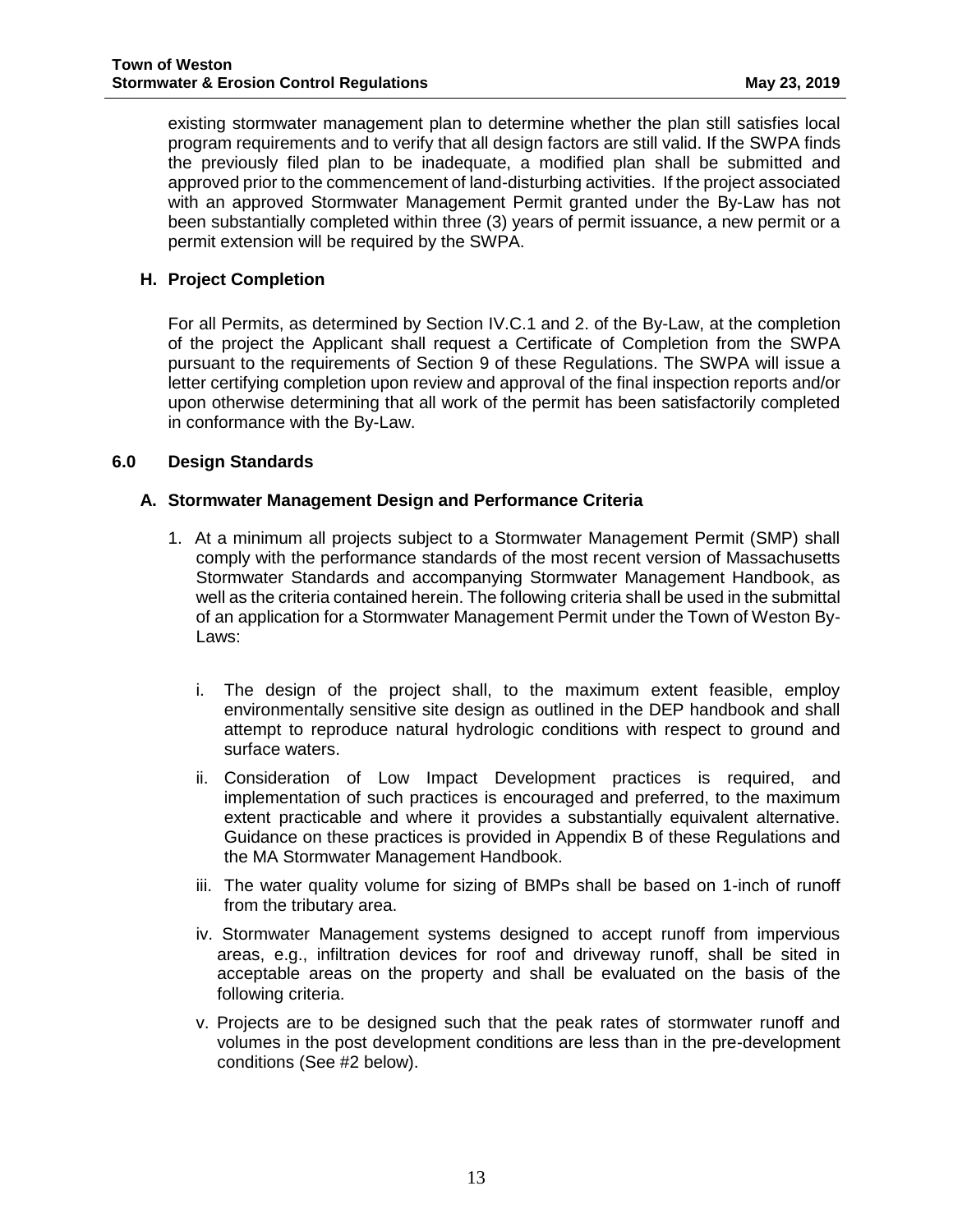existing stormwater management plan to determine whether the plan still satisfies local program requirements and to verify that all design factors are still valid. If the SWPA finds the previously filed plan to be inadequate, a modified plan shall be submitted and approved prior to the commencement of land-disturbing activities. If the project associated with an approved Stormwater Management Permit granted under the By-Law has not been substantially completed within three (3) years of permit issuance, a new permit or a permit extension will be required by the SWPA.

### H. Project Completion

For all Permits, as determined by Section IV.C.1 and 2. of the By-Law, at the completion of the project the Applicant shall request a Certificate of Completion from the SWPA pursuant to the requirements of Section 9 of these Regulations. The SWPA will issue a letter certifying completion upon review and approval of the final inspection reports and/or upon otherwise determining that all work of the permit has been satisfactorily completed in conformance with the By-Law.

## 6.0 Design Standards

### A. Stormwater Management Design and Performance Criteria

1. At a minimum all projects subject to a Stormwater Management Permit (SMP) shall comply with the performance standards of the most recent version of Massachusetts Stormwater Standards and accompanying Stormwater Management Handbook, as well as the criteria contained herein. The following criteria shall be used in the submittal of an application for a Stormwater Management Permit under the Town of Weston By-Laws:

   i. The design of the project shall, to the maximum extent feasible, employ environmentally sensitive site design as outlined in the DEP handbook and shall attempt to reproduce natural hydrologic conditions with respect to ground and surface waters.

   ii. Consideration of Low Impact Development practices is required, and implementation of such practices is encouraged and preferred, to the maximum extent practicable and where it provides a substantially equivalent alternative. Guidance on these practices is provided in Appendix B of these Regulations and the MA Stormwater Management Handbook.

   iii. The water quality volume for sizing of BMPs shall be based on 1-inch of runoff from the tributary area.

   iv. Stormwater Management systems designed to accept runoff from impervious areas, e.g., infiltration devices for roof and driveway runoff, shall be sited in acceptable areas on the property and shall be evaluated on the basis of the following criteria.

   v. Projects are to be designed such that the peak rates of stormwater runoff and volumes in the post development conditions are less than in the pre-development conditions (See #2 below).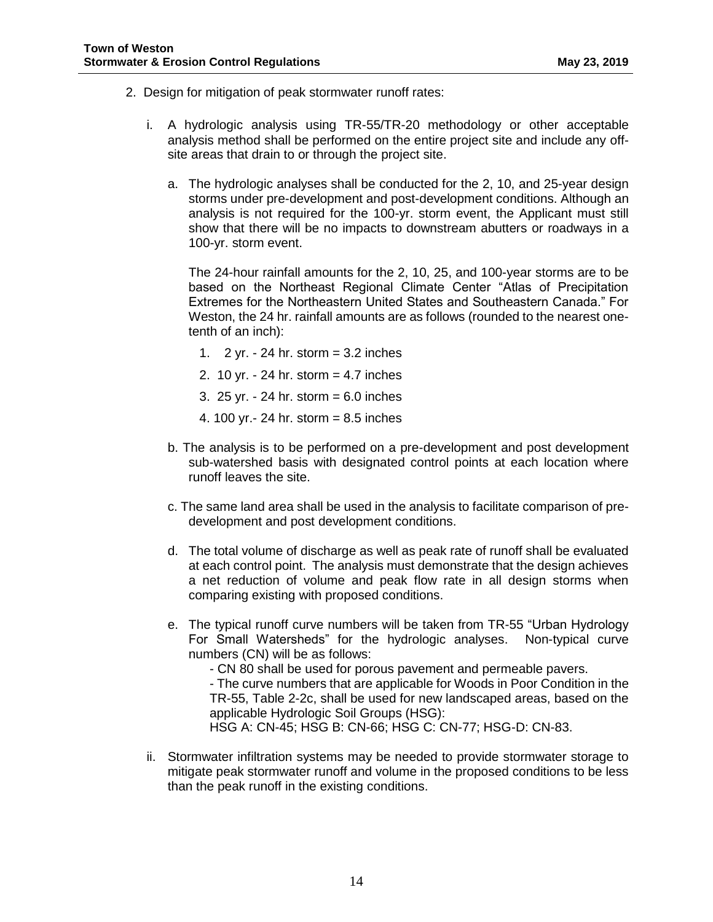2. Design for mitigation of peak stormwater runoff rates:

   i. A hydrologic analysis using TR-55/TR-20 methodology or other acceptable analysis method shall be performed on the entire project site and include any off-site areas that drain to or through the project site.

      a. The hydrologic analyses shall be conducted for the 2, 10, and 25-year design storms under pre-development and post-development conditions. Although an analysis is not required for the 100-yr. storm event, the Applicant must still show that there will be no impacts to downstream abutters or roadways in a 100-yr. storm event.

         The 24-hour rainfall amounts for the 2, 10, 25, and 100-year storms are to be based on the Northeast Regional Climate Center "Atlas of Precipitation Extremes for the Northeastern United States and Southeastern Canada." For Weston, the 24 hr. rainfall amounts are as follows (rounded to the nearest one-tenth of an inch):

         1. 2 yr. - 24 hr. storm = 3.2 inches
         2. 10 yr. - 24 hr. storm = 4.7 inches
         3. 25 yr. - 24 hr. storm = 6.0 inches
         4. 100 yr.- 24 hr. storm = 8.5 inches

      b. The analysis is to be performed on a pre-development and post development sub-watershed basis with designated control points at each location where runoff leaves the site.

      c. The same land area shall be used in the analysis to facilitate comparison of pre-development and post development conditions.

      d. The total volume of discharge as well as peak rate of runoff shall be evaluated at each control point. The analysis must demonstrate that the design achieves a net reduction of volume and peak flow rate in all design storms when comparing existing with proposed conditions.

      e. The typical runoff curve numbers will be taken from TR-55 "Urban Hydrology For Small Watersheds" for the hydrologic analyses. Non-typical curve numbers (CN) will be as follows:
         - CN 80 shall be used for porous pavement and permeable pavers.
         - The curve numbers that are applicable for Woods in Poor Condition in the TR-55, Table 2-2c, shall be used for new landscaped areas, based on the applicable Hydrologic Soil Groups (HSG):
         HSG A: CN-45; HSG B: CN-66; HSG C: CN-77; HSG-D: CN-83.

   ii. Stormwater infiltration systems may be needed to provide stormwater storage to mitigate peak stormwater runoff and volume in the proposed conditions to be less than the peak runoff in the existing conditions.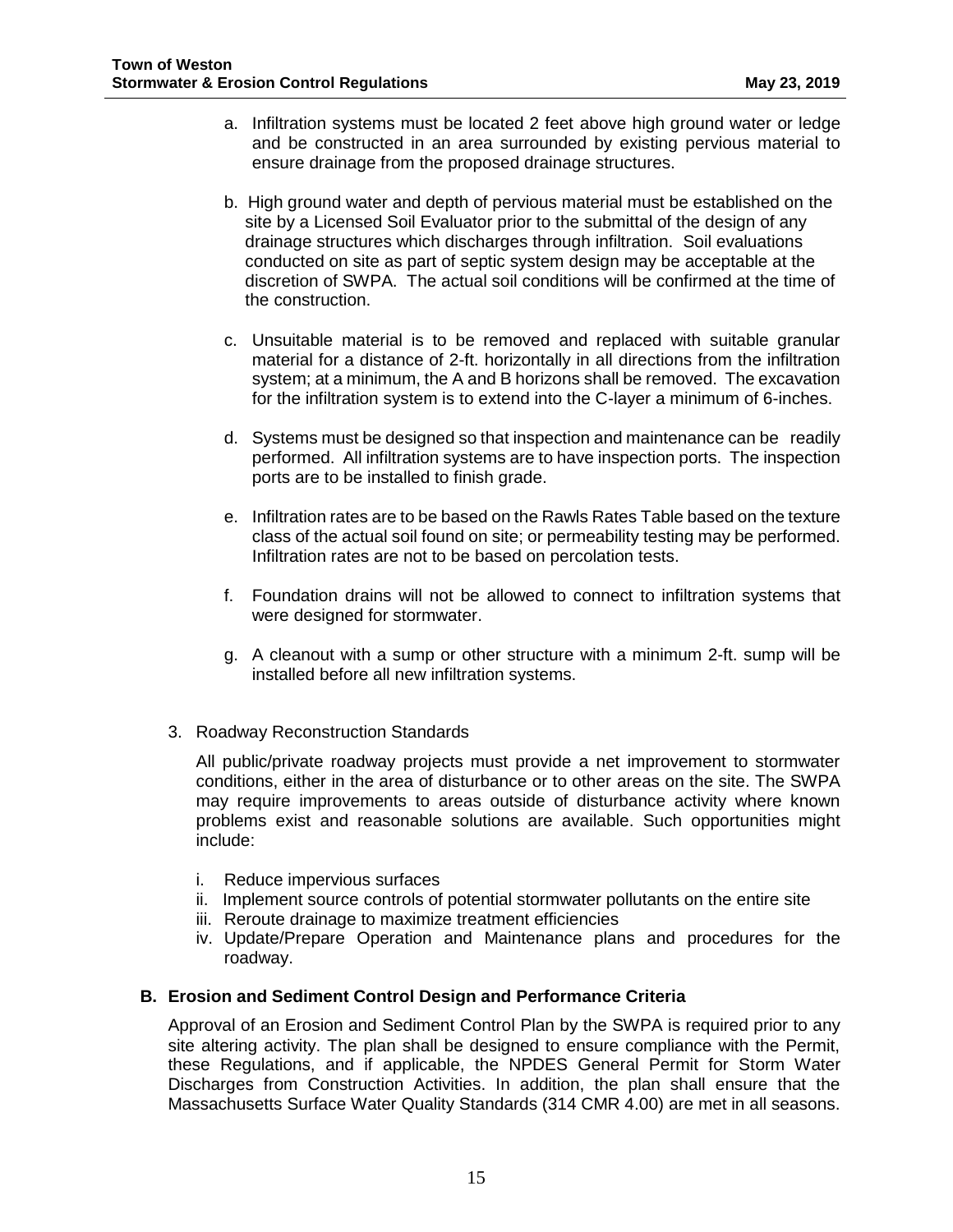a. Infiltration systems must be located 2 feet above high ground water or ledge and be constructed in an area surrounded by existing pervious material to ensure drainage from the proposed drainage structures.

b. High ground water and depth of pervious material must be established on the site by a Licensed Soil Evaluator prior to the submittal of the design of any drainage structures which discharges through infiltration. Soil evaluations conducted on site as part of septic system design may be acceptable at the discretion of SWPA. The actual soil conditions will be confirmed at the time of the construction.

c. Unsuitable material is to be removed and replaced with suitable granular material for a distance of 2-ft. horizontally in all directions from the infiltration system; at a minimum, the A and B horizons shall be removed. The excavation for the infiltration system is to extend into the C-layer a minimum of 6-inches.

d. Systems must be designed so that inspection and maintenance can be readily performed. All infiltration systems are to have inspection ports. The inspection ports are to be installed to finish grade.

e. Infiltration rates are to be based on the Rawls Rates Table based on the texture class of the actual soil found on site; or permeability testing may be performed. Infiltration rates are not to be based on percolation tests.

f. Foundation drains will not be allowed to connect to infiltration systems that were designed for stormwater.

g. A cleanout with a sump or other structure with a minimum 2-ft. sump will be installed before all new infiltration systems.

3. Roadway Reconstruction Standards

All public/private roadway projects must provide a net improvement to stormwater conditions, either in the area of disturbance or to other areas on the site. The SWPA may require improvements to areas outside of disturbance activity where known problems exist and reasonable solutions are available. Such opportunities might include:

i. Reduce impervious surfaces
ii. Implement source controls of potential stormwater pollutants on the entire site
iii. Reroute drainage to maximize treatment efficiencies
iv. Update/Prepare Operation and Maintenance plans and procedures for the roadway.

### B. Erosion and Sediment Control Design and Performance Criteria

Approval of an Erosion and Sediment Control Plan by the SWPA is required prior to any site altering activity. The plan shall be designed to ensure compliance with the Permit, these Regulations, and if applicable, the NPDES General Permit for Storm Water Discharges from Construction Activities. In addition, the plan shall ensure that the Massachusetts Surface Water Quality Standards (314 CMR 4.00) are met in all seasons.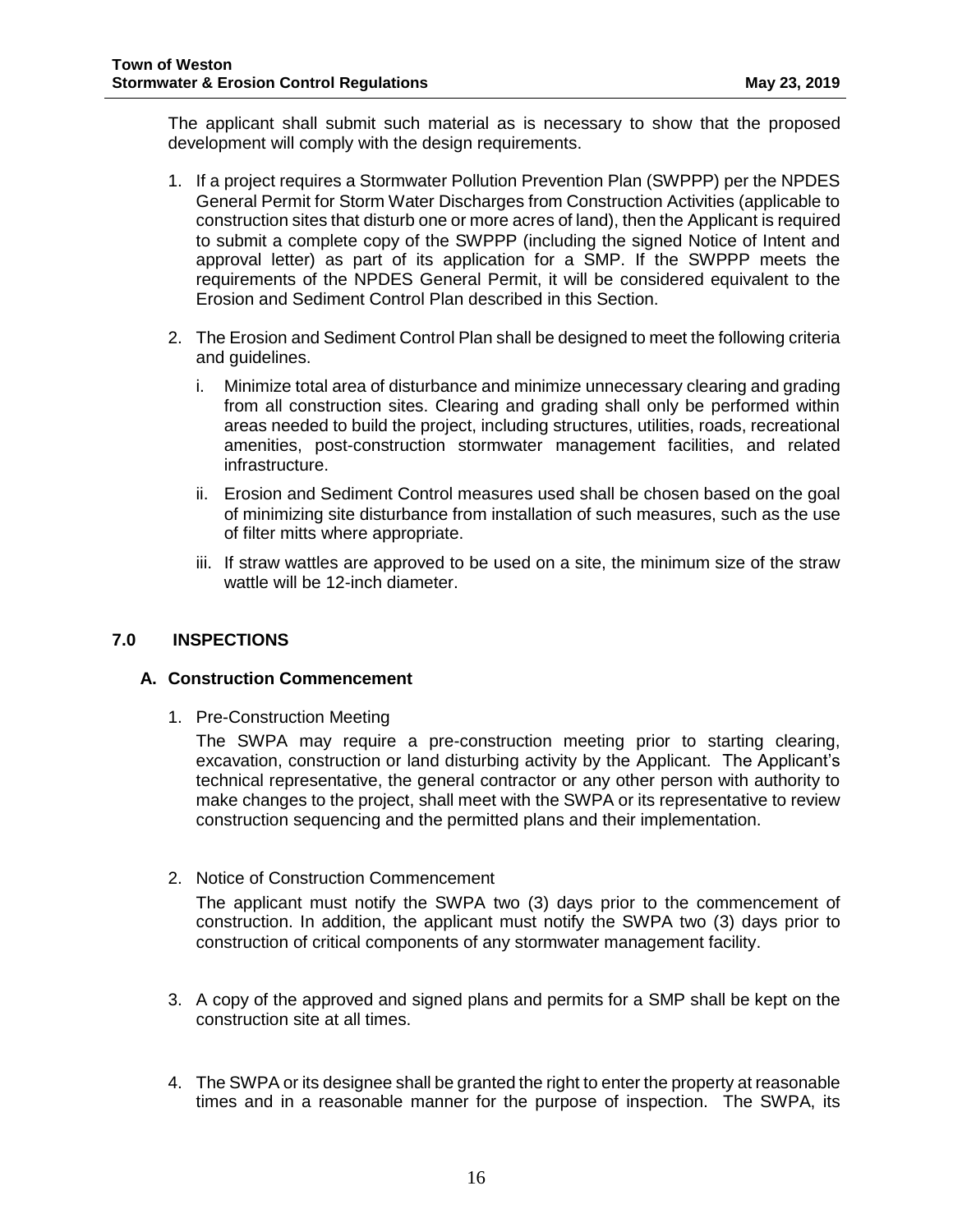The applicant shall submit such material as is necessary to show that the proposed development will comply with the design requirements.

1. If a project requires a Stormwater Pollution Prevention Plan (SWPPP) per the NPDES General Permit for Storm Water Discharges from Construction Activities (applicable to construction sites that disturb one or more acres of land), then the Applicant is required to submit a complete copy of the SWPPP (including the signed Notice of Intent and approval letter) as part of its application for a SMP. If the SWPPP meets the requirements of the NPDES General Permit, it will be considered equivalent to the Erosion and Sediment Control Plan described in this Section.

2. The Erosion and Sediment Control Plan shall be designed to meet the following criteria and guidelines.

   i. Minimize total area of disturbance and minimize unnecessary clearing and grading from all construction sites. Clearing and grading shall only be performed within areas needed to build the project, including structures, utilities, roads, recreational amenities, post-construction stormwater management facilities, and related infrastructure.

   ii. Erosion and Sediment Control measures used shall be chosen based on the goal of minimizing site disturbance from installation of such measures, such as the use of filter mitts where appropriate.

   iii. If straw wattles are approved to be used on a site, the minimum size of the straw wattle will be 12-inch diameter.

## 7.0 INSPECTIONS

### A. Construction Commencement

1. Pre-Construction Meeting

   The SWPA may require a pre-construction meeting prior to starting clearing, excavation, construction or land disturbing activity by the Applicant. The Applicant's technical representative, the general contractor or any other person with authority to make changes to the project, shall meet with the SWPA or its representative to review construction sequencing and the permitted plans and their implementation.

2. Notice of Construction Commencement

   The applicant must notify the SWPA two (3) days prior to the commencement of construction. In addition, the applicant must notify the SWPA two (3) days prior to construction of critical components of any stormwater management facility.

3. A copy of the approved and signed plans and permits for a SMP shall be kept on the construction site at all times.

4. The SWPA or its designee shall be granted the right to enter the property at reasonable times and in a reasonable manner for the purpose of inspection. The SWPA, its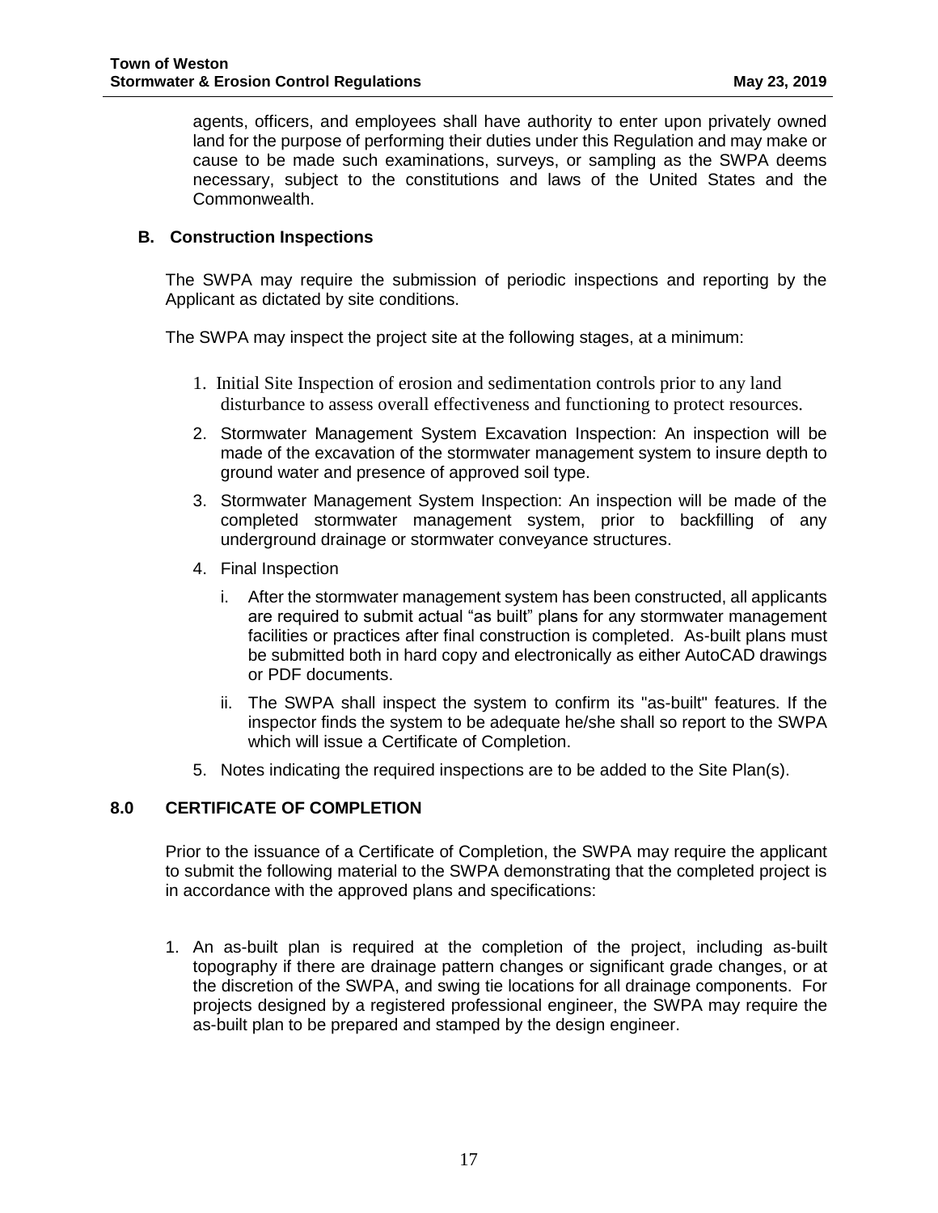agents, officers, and employees shall have authority to enter upon privately owned land for the purpose of performing their duties under this Regulation and may make or cause to be made such examinations, surveys, or sampling as the SWPA deems necessary, subject to the constitutions and laws of the United States and the Commonwealth.

### B. Construction Inspections

The SWPA may require the submission of periodic inspections and reporting by the Applicant as dictated by site conditions.

The SWPA may inspect the project site at the following stages, at a minimum:

1. Initial Site Inspection of erosion and sedimentation controls prior to any land disturbance to assess overall effectiveness and functioning to protect resources.
2. Stormwater Management System Excavation Inspection: An inspection will be made of the excavation of the stormwater management system to insure depth to ground water and presence of approved soil type.
3. Stormwater Management System Inspection: An inspection will be made of the completed stormwater management system, prior to backfilling of any underground drainage or stormwater conveyance structures.
4. Final Inspection
   i. After the stormwater management system has been constructed, all applicants are required to submit actual "as built" plans for any stormwater management facilities or practices after final construction is completed. As-built plans must be submitted both in hard copy and electronically as either AutoCAD drawings or PDF documents.
   ii. The SWPA shall inspect the system to confirm its "as-built" features. If the inspector finds the system to be adequate he/she shall so report to the SWPA which will issue a Certificate of Completion.
5. Notes indicating the required inspections are to be added to the Site Plan(s).

## 8.0 CERTIFICATE OF COMPLETION

Prior to the issuance of a Certificate of Completion, the SWPA may require the applicant to submit the following material to the SWPA demonstrating that the completed project is in accordance with the approved plans and specifications:

1. An as-built plan is required at the completion of the project, including as-built topography if there are drainage pattern changes or significant grade changes, or at the discretion of the SWPA, and swing tie locations for all drainage components. For projects designed by a registered professional engineer, the SWPA may require the as-built plan to be prepared and stamped by the design engineer.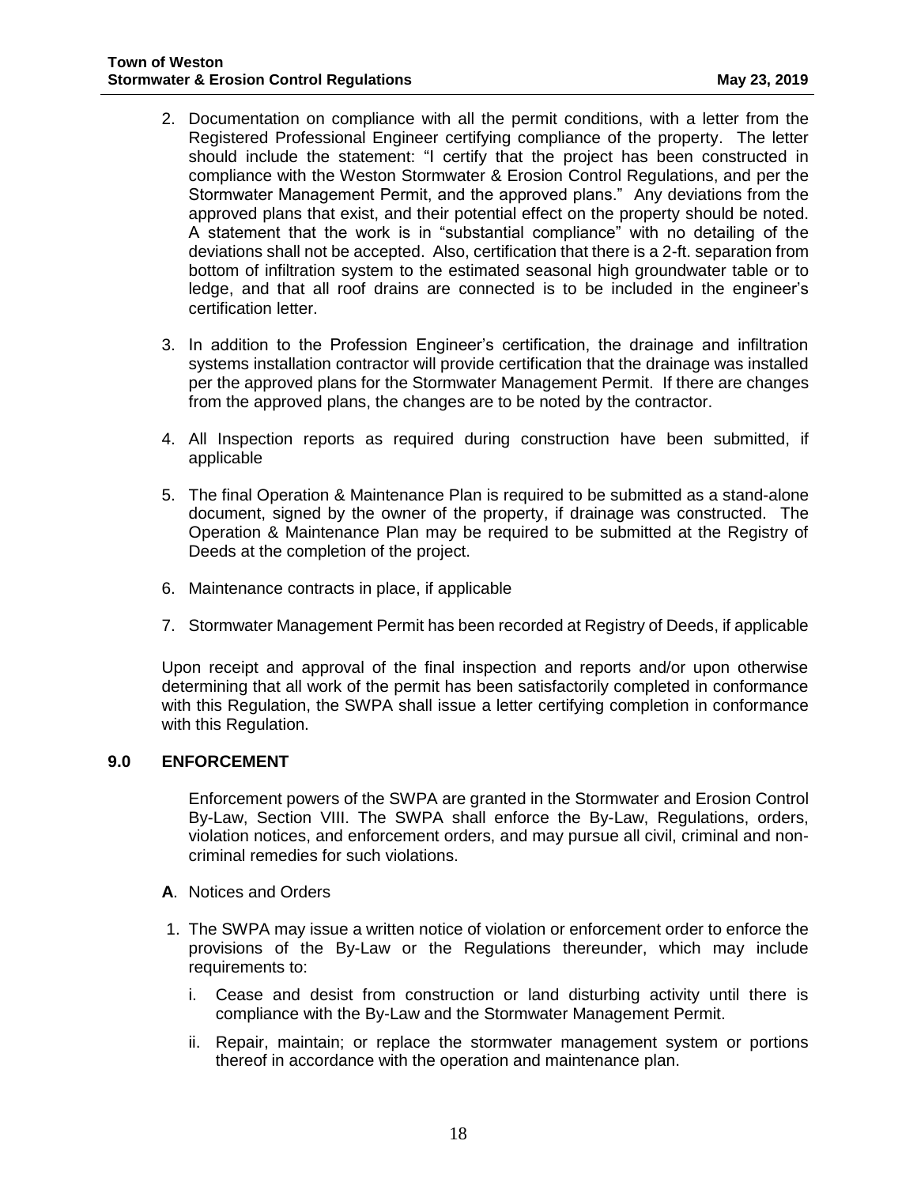2. Documentation on compliance with all the permit conditions, with a letter from the Registered Professional Engineer certifying compliance of the property. The letter should include the statement: "I certify that the project has been constructed in compliance with the Weston Stormwater & Erosion Control Regulations, and per the Stormwater Management Permit, and the approved plans." Any deviations from the approved plans that exist, and their potential effect on the property should be noted. A statement that the work is in "substantial compliance" with no detailing of the deviations shall not be accepted. Also, certification that there is a 2-ft. separation from bottom of infiltration system to the estimated seasonal high groundwater table or to ledge, and that all roof drains are connected is to be included in the engineer's certification letter.

3. In addition to the Profession Engineer's certification, the drainage and infiltration systems installation contractor will provide certification that the drainage was installed per the approved plans for the Stormwater Management Permit. If there are changes from the approved plans, the changes are to be noted by the contractor.

4. All Inspection reports as required during construction have been submitted, if applicable

5. The final Operation & Maintenance Plan is required to be submitted as a stand-alone document, signed by the owner of the property, if drainage was constructed. The Operation & Maintenance Plan may be required to be submitted at the Registry of Deeds at the completion of the project.

6. Maintenance contracts in place, if applicable

7. Stormwater Management Permit has been recorded at Registry of Deeds, if applicable

Upon receipt and approval of the final inspection and reports and/or upon otherwise determining that all work of the permit has been satisfactorily completed in conformance with this Regulation, the SWPA shall issue a letter certifying completion in conformance with this Regulation.

## 9.0 ENFORCEMENT

Enforcement powers of the SWPA are granted in the Stormwater and Erosion Control By-Law, Section VIII. The SWPA shall enforce the By-Law, Regulations, orders, violation notices, and enforcement orders, and may pursue all civil, criminal and non-criminal remedies for such violations.

**A**. Notices and Orders

1. The SWPA may issue a written notice of violation or enforcement order to enforce the provisions of the By-Law or the Regulations thereunder, which may include requirements to:

   i. Cease and desist from construction or land disturbing activity until there is compliance with the By-Law and the Stormwater Management Permit.

   ii. Repair, maintain; or replace the stormwater management system or portions thereof in accordance with the operation and maintenance plan.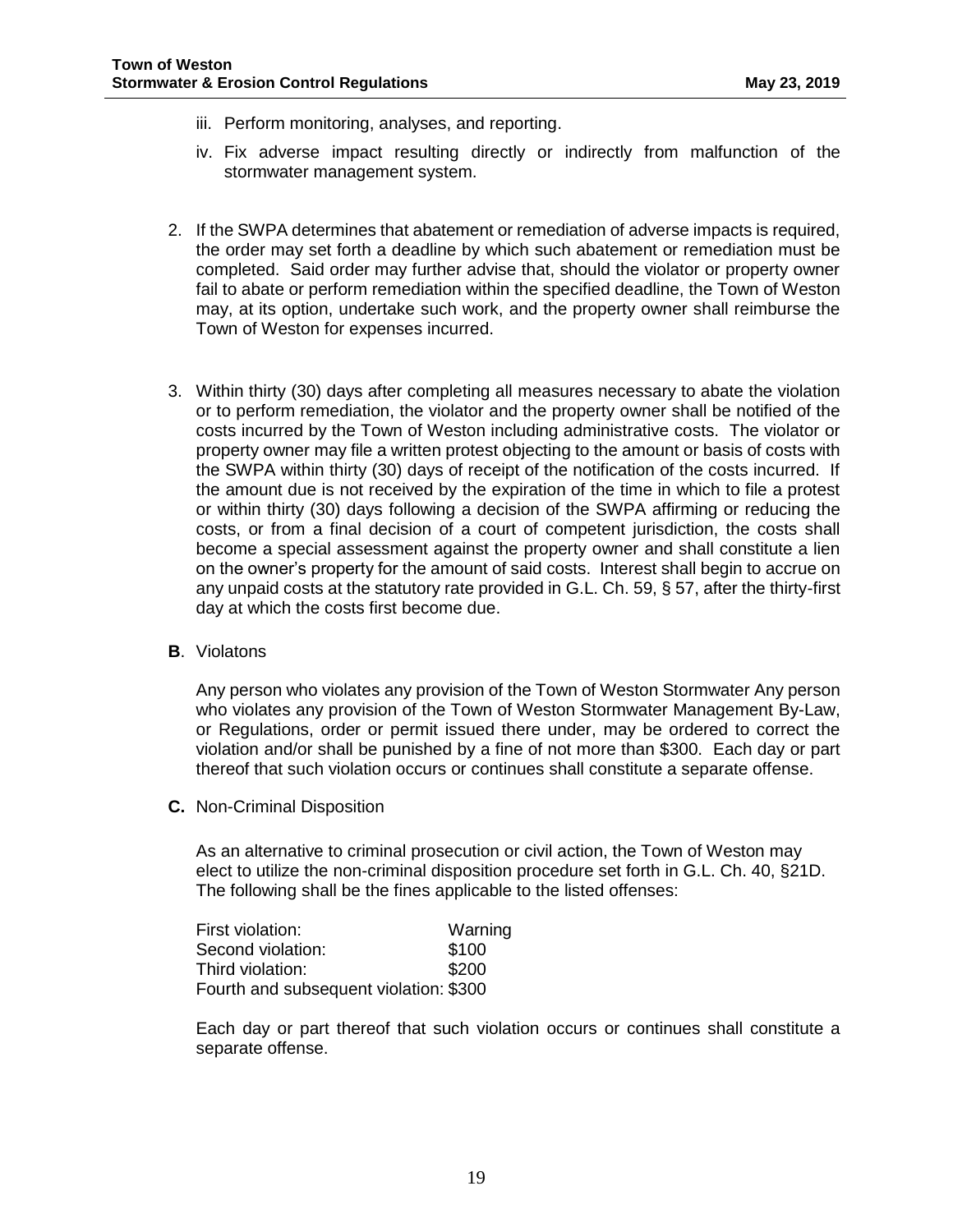iii. Perform monitoring, analyses, and reporting.

iv. Fix adverse impact resulting directly or indirectly from malfunction of the stormwater management system.

2. If the SWPA determines that abatement or remediation of adverse impacts is required, the order may set forth a deadline by which such abatement or remediation must be completed. Said order may further advise that, should the violator or property owner fail to abate or perform remediation within the specified deadline, the Town of Weston may, at its option, undertake such work, and the property owner shall reimburse the Town of Weston for expenses incurred.

3. Within thirty (30) days after completing all measures necessary to abate the violation or to perform remediation, the violator and the property owner shall be notified of the costs incurred by the Town of Weston including administrative costs. The violator or property owner may file a written protest objecting to the amount or basis of costs with the SWPA within thirty (30) days of receipt of the notification of the costs incurred. If the amount due is not received by the expiration of the time in which to file a protest or within thirty (30) days following a decision of the SWPA affirming or reducing the costs, or from a final decision of a court of competent jurisdiction, the costs shall become a special assessment against the property owner and shall constitute a lien on the owner's property for the amount of said costs. Interest shall begin to accrue on any unpaid costs at the statutory rate provided in G.L. Ch. 59, § 57, after the thirty-first day at which the costs first become due.

**B**. Violatons

Any person who violates any provision of the Town of Weston Stormwater Any person who violates any provision of the Town of Weston Stormwater Management By-Law, or Regulations, order or permit issued there under, may be ordered to correct the violation and/or shall be punished by a fine of not more than $300. Each day or part thereof that such violation occurs or continues shall constitute a separate offense.

**C.** Non-Criminal Disposition

As an alternative to criminal prosecution or civil action, the Town of Weston may elect to utilize the non-criminal disposition procedure set forth in G.L. Ch. 40, §21D. The following shall be the fines applicable to the listed offenses:

| | |
|---|---|
| First violation: | Warning |
| Second violation: | $100 |
| Third violation: | $200 |
| Fourth and subsequent violation: | $300 |

Each day or part thereof that such violation occurs or continues shall constitute a separate offense.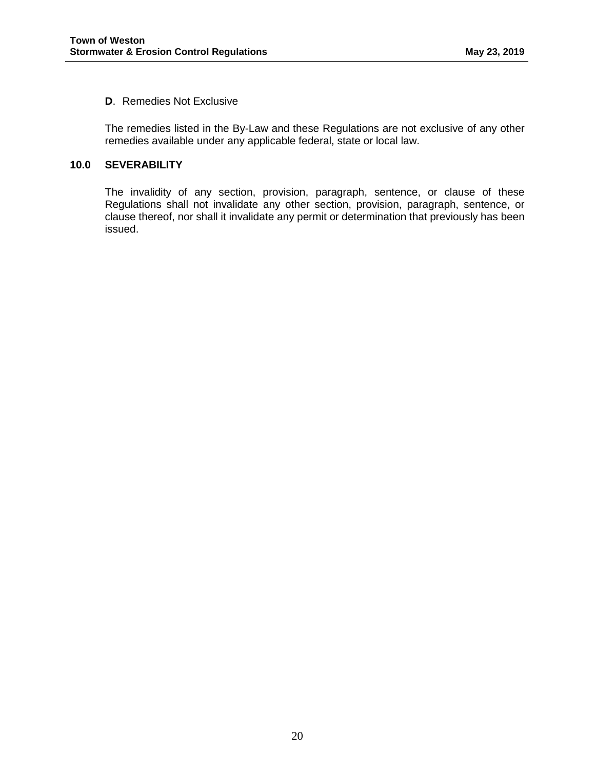**D**. Remedies Not Exclusive

The remedies listed in the By-Law and these Regulations are not exclusive of any other remedies available under any applicable federal, state or local law.

## 10.0 SEVERABILITY

The invalidity of any section, provision, paragraph, sentence, or clause of these Regulations shall not invalidate any other section, provision, paragraph, sentence, or clause thereof, nor shall it invalidate any permit or determination that previously has been issued.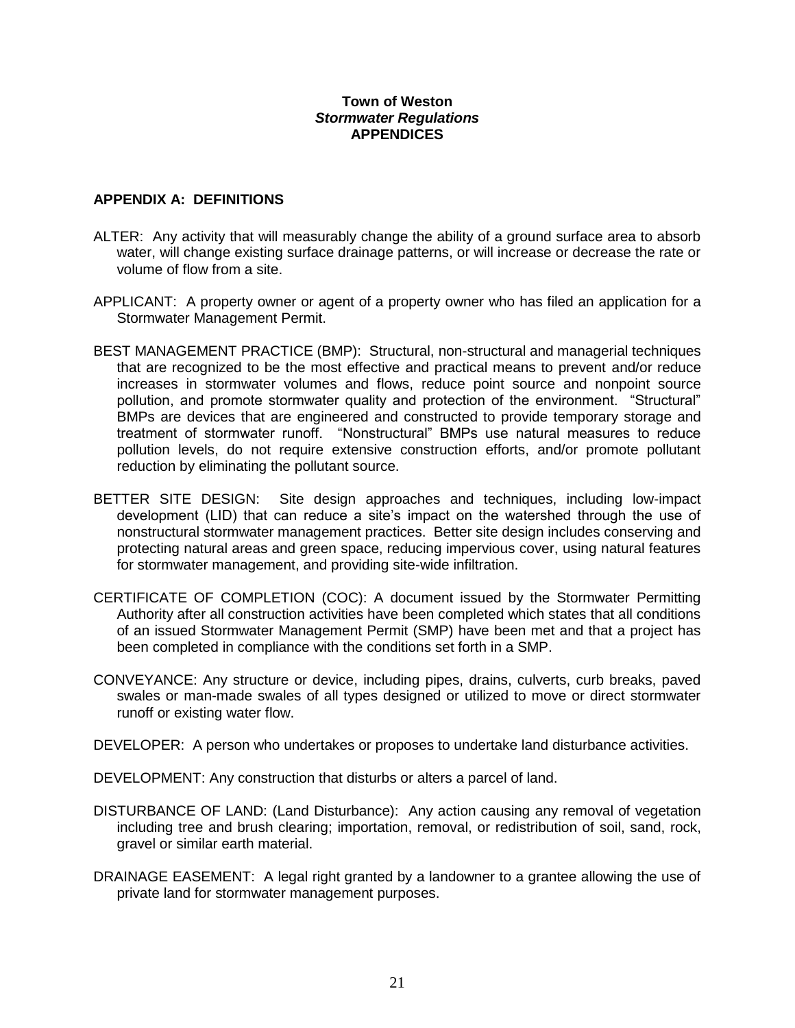**Town of Weston**
***Stormwater Regulations***
**APPENDICES**

## APPENDIX A: DEFINITIONS

ALTER: Any activity that will measurably change the ability of a ground surface area to absorb water, will change existing surface drainage patterns, or will increase or decrease the rate or volume of flow from a site.

APPLICANT: A property owner or agent of a property owner who has filed an application for a Stormwater Management Permit.

BEST MANAGEMENT PRACTICE (BMP): Structural, non-structural and managerial techniques that are recognized to be the most effective and practical means to prevent and/or reduce increases in stormwater volumes and flows, reduce point source and nonpoint source pollution, and promote stormwater quality and protection of the environment. "Structural" BMPs are devices that are engineered and constructed to provide temporary storage and treatment of stormwater runoff. "Nonstructural" BMPs use natural measures to reduce pollution levels, do not require extensive construction efforts, and/or promote pollutant reduction by eliminating the pollutant source.

BETTER SITE DESIGN: Site design approaches and techniques, including low-impact development (LID) that can reduce a site's impact on the watershed through the use of nonstructural stormwater management practices. Better site design includes conserving and protecting natural areas and green space, reducing impervious cover, using natural features for stormwater management, and providing site-wide infiltration.

CERTIFICATE OF COMPLETION (COC): A document issued by the Stormwater Permitting Authority after all construction activities have been completed which states that all conditions of an issued Stormwater Management Permit (SMP) have been met and that a project has been completed in compliance with the conditions set forth in a SMP.

CONVEYANCE: Any structure or device, including pipes, drains, culverts, curb breaks, paved swales or man-made swales of all types designed or utilized to move or direct stormwater runoff or existing water flow.

DEVELOPER: A person who undertakes or proposes to undertake land disturbance activities.

DEVELOPMENT: Any construction that disturbs or alters a parcel of land.

DISTURBANCE OF LAND: (Land Disturbance): Any action causing any removal of vegetation including tree and brush clearing; importation, removal, or redistribution of soil, sand, rock, gravel or similar earth material.

DRAINAGE EASEMENT: A legal right granted by a landowner to a grantee allowing the use of private land for stormwater management purposes.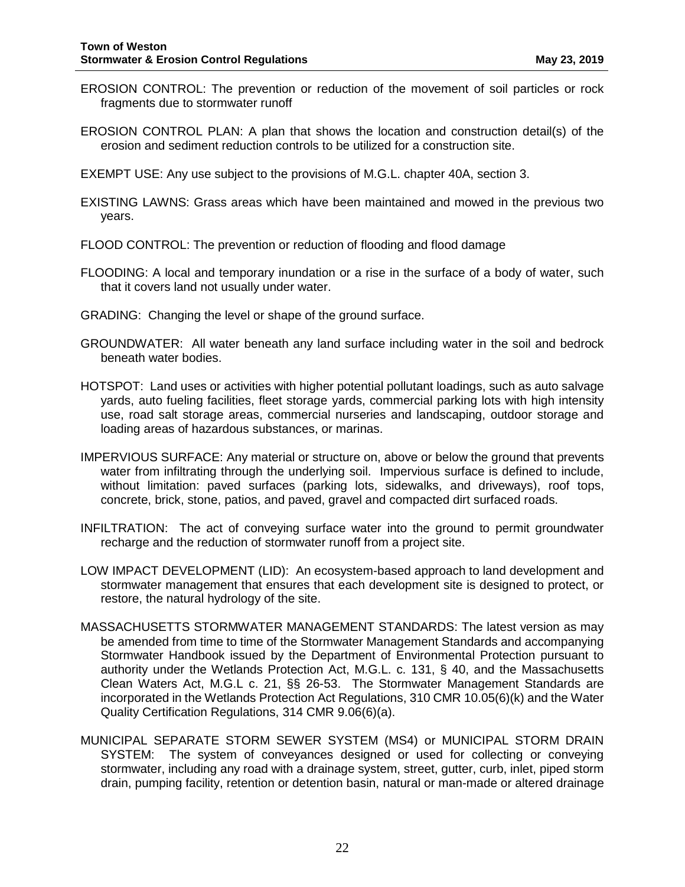EROSION CONTROL: The prevention or reduction of the movement of soil particles or rock fragments due to stormwater runoff

EROSION CONTROL PLAN: A plan that shows the location and construction detail(s) of the erosion and sediment reduction controls to be utilized for a construction site.

EXEMPT USE: Any use subject to the provisions of M.G.L. chapter 40A, section 3.

EXISTING LAWNS: Grass areas which have been maintained and mowed in the previous two years.

FLOOD CONTROL: The prevention or reduction of flooding and flood damage

FLOODING: A local and temporary inundation or a rise in the surface of a body of water, such that it covers land not usually under water.

GRADING: Changing the level or shape of the ground surface.

GROUNDWATER: All water beneath any land surface including water in the soil and bedrock beneath water bodies.

HOTSPOT: Land uses or activities with higher potential pollutant loadings, such as auto salvage yards, auto fueling facilities, fleet storage yards, commercial parking lots with high intensity use, road salt storage areas, commercial nurseries and landscaping, outdoor storage and loading areas of hazardous substances, or marinas.

IMPERVIOUS SURFACE: Any material or structure on, above or below the ground that prevents water from infiltrating through the underlying soil. Impervious surface is defined to include, without limitation: paved surfaces (parking lots, sidewalks, and driveways), roof tops, concrete, brick, stone, patios, and paved, gravel and compacted dirt surfaced roads.

INFILTRATION: The act of conveying surface water into the ground to permit groundwater recharge and the reduction of stormwater runoff from a project site.

LOW IMPACT DEVELOPMENT (LID): An ecosystem-based approach to land development and stormwater management that ensures that each development site is designed to protect, or restore, the natural hydrology of the site.

MASSACHUSETTS STORMWATER MANAGEMENT STANDARDS: The latest version as may be amended from time to time of the Stormwater Management Standards and accompanying Stormwater Handbook issued by the Department of Environmental Protection pursuant to authority under the Wetlands Protection Act, M.G.L. c. 131, § 40, and the Massachusetts Clean Waters Act, M.G.L c. 21, §§ 26-53. The Stormwater Management Standards are incorporated in the Wetlands Protection Act Regulations, 310 CMR 10.05(6)(k) and the Water Quality Certification Regulations, 314 CMR 9.06(6)(a).

MUNICIPAL SEPARATE STORM SEWER SYSTEM (MS4) or MUNICIPAL STORM DRAIN SYSTEM: The system of conveyances designed or used for collecting or conveying stormwater, including any road with a drainage system, street, gutter, curb, inlet, piped storm drain, pumping facility, retention or detention basin, natural or man-made or altered drainage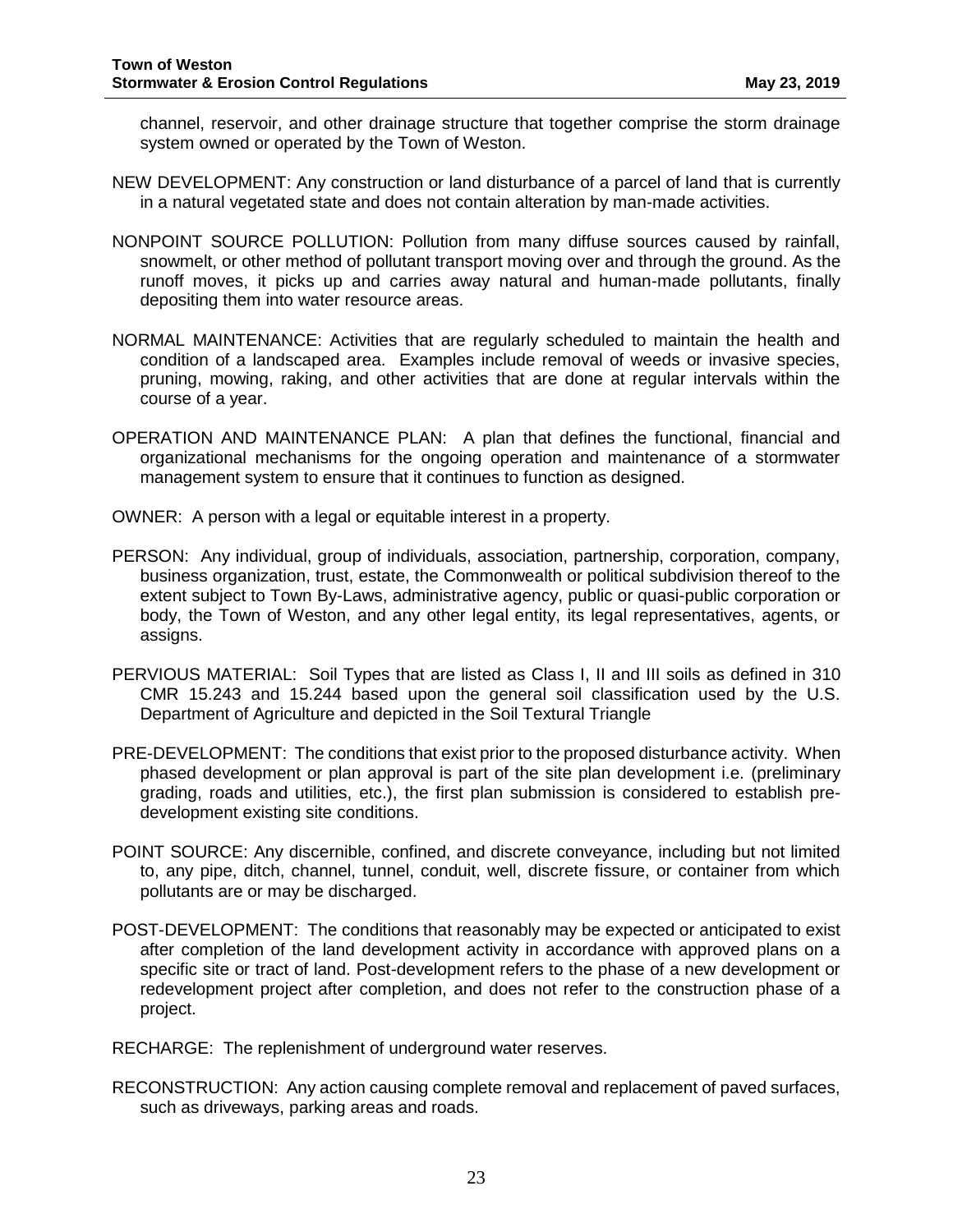channel, reservoir, and other drainage structure that together comprise the storm drainage system owned or operated by the Town of Weston.

NEW DEVELOPMENT: Any construction or land disturbance of a parcel of land that is currently in a natural vegetated state and does not contain alteration by man-made activities.

NONPOINT SOURCE POLLUTION: Pollution from many diffuse sources caused by rainfall, snowmelt, or other method of pollutant transport moving over and through the ground. As the runoff moves, it picks up and carries away natural and human-made pollutants, finally depositing them into water resource areas.

NORMAL MAINTENANCE: Activities that are regularly scheduled to maintain the health and condition of a landscaped area. Examples include removal of weeds or invasive species, pruning, mowing, raking, and other activities that are done at regular intervals within the course of a year.

OPERATION AND MAINTENANCE PLAN: A plan that defines the functional, financial and organizational mechanisms for the ongoing operation and maintenance of a stormwater management system to ensure that it continues to function as designed.

OWNER: A person with a legal or equitable interest in a property.

PERSON: Any individual, group of individuals, association, partnership, corporation, company, business organization, trust, estate, the Commonwealth or political subdivision thereof to the extent subject to Town By-Laws, administrative agency, public or quasi-public corporation or body, the Town of Weston, and any other legal entity, its legal representatives, agents, or assigns.

PERVIOUS MATERIAL: Soil Types that are listed as Class I, II and III soils as defined in 310 CMR 15.243 and 15.244 based upon the general soil classification used by the U.S. Department of Agriculture and depicted in the Soil Textural Triangle

PRE-DEVELOPMENT: The conditions that exist prior to the proposed disturbance activity. When phased development or plan approval is part of the site plan development i.e. (preliminary grading, roads and utilities, etc.), the first plan submission is considered to establish pre-development existing site conditions.

POINT SOURCE: Any discernible, confined, and discrete conveyance, including but not limited to, any pipe, ditch, channel, tunnel, conduit, well, discrete fissure, or container from which pollutants are or may be discharged.

POST-DEVELOPMENT: The conditions that reasonably may be expected or anticipated to exist after completion of the land development activity in accordance with approved plans on a specific site or tract of land. Post-development refers to the phase of a new development or redevelopment project after completion, and does not refer to the construction phase of a project.

RECHARGE: The replenishment of underground water reserves.

RECONSTRUCTION: Any action causing complete removal and replacement of paved surfaces, such as driveways, parking areas and roads.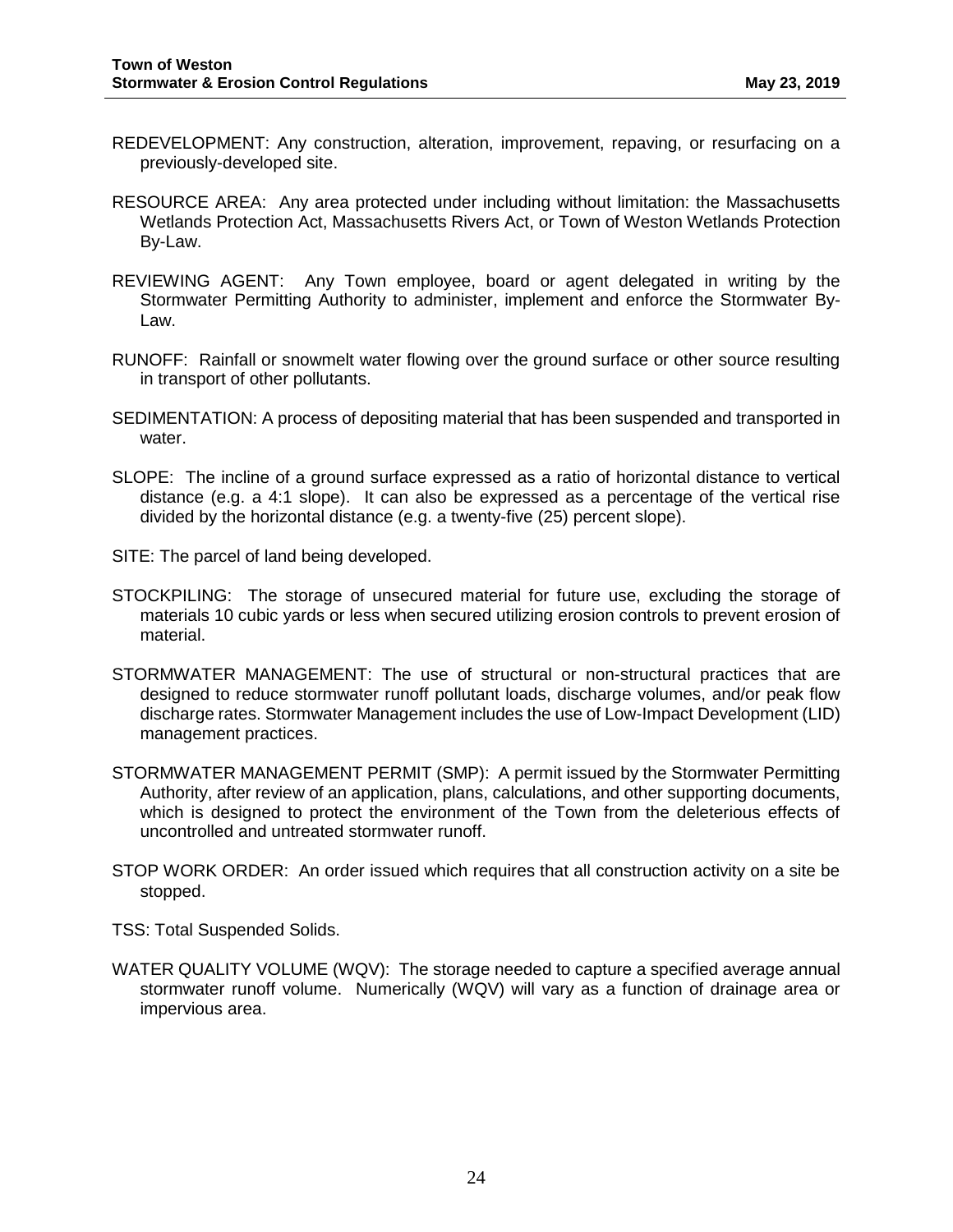REDEVELOPMENT: Any construction, alteration, improvement, repaving, or resurfacing on a previously-developed site.

RESOURCE AREA: Any area protected under including without limitation: the Massachusetts Wetlands Protection Act, Massachusetts Rivers Act, or Town of Weston Wetlands Protection By-Law.

REVIEWING AGENT: Any Town employee, board or agent delegated in writing by the Stormwater Permitting Authority to administer, implement and enforce the Stormwater By-Law.

RUNOFF: Rainfall or snowmelt water flowing over the ground surface or other source resulting in transport of other pollutants.

SEDIMENTATION: A process of depositing material that has been suspended and transported in water.

SLOPE: The incline of a ground surface expressed as a ratio of horizontal distance to vertical distance (e.g. a 4:1 slope). It can also be expressed as a percentage of the vertical rise divided by the horizontal distance (e.g. a twenty-five (25) percent slope).

SITE: The parcel of land being developed.

STOCKPILING: The storage of unsecured material for future use, excluding the storage of materials 10 cubic yards or less when secured utilizing erosion controls to prevent erosion of material.

STORMWATER MANAGEMENT: The use of structural or non-structural practices that are designed to reduce stormwater runoff pollutant loads, discharge volumes, and/or peak flow discharge rates. Stormwater Management includes the use of Low-Impact Development (LID) management practices.

STORMWATER MANAGEMENT PERMIT (SMP): A permit issued by the Stormwater Permitting Authority, after review of an application, plans, calculations, and other supporting documents, which is designed to protect the environment of the Town from the deleterious effects of uncontrolled and untreated stormwater runoff.

STOP WORK ORDER: An order issued which requires that all construction activity on a site be stopped.

TSS: Total Suspended Solids.

WATER QUALITY VOLUME (WQV): The storage needed to capture a specified average annual stormwater runoff volume. Numerically (WQV) will vary as a function of drainage area or impervious area.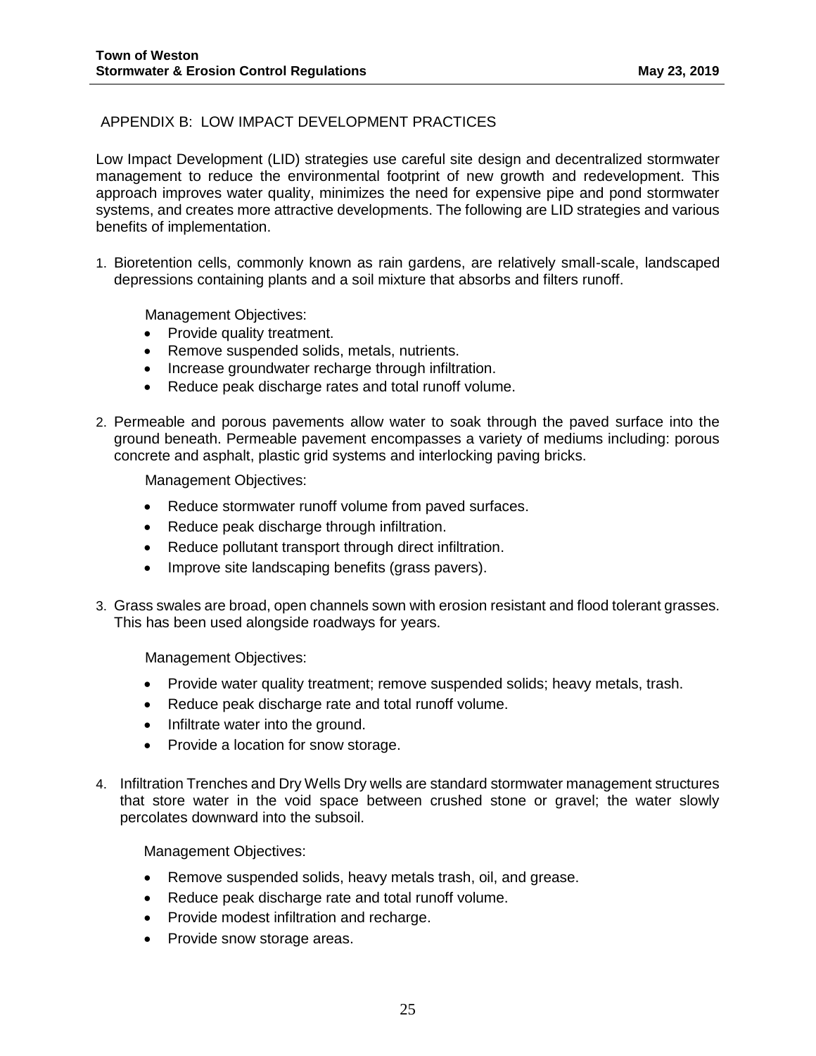## APPENDIX B: LOW IMPACT DEVELOPMENT PRACTICES

Low Impact Development (LID) strategies use careful site design and decentralized stormwater management to reduce the environmental footprint of new growth and redevelopment. This approach improves water quality, minimizes the need for expensive pipe and pond stormwater systems, and creates more attractive developments. The following are LID strategies and various benefits of implementation.

1. Bioretention cells, commonly known as rain gardens, are relatively small-scale, landscaped depressions containing plants and a soil mixture that absorbs and filters runoff.

   Management Objectives:
   - Provide quality treatment.
   - Remove suspended solids, metals, nutrients.
   - Increase groundwater recharge through infiltration.
   - Reduce peak discharge rates and total runoff volume.

2. Permeable and porous pavements allow water to soak through the paved surface into the ground beneath. Permeable pavement encompasses a variety of mediums including: porous concrete and asphalt, plastic grid systems and interlocking paving bricks.

   Management Objectives:
   - Reduce stormwater runoff volume from paved surfaces.
   - Reduce peak discharge through infiltration.
   - Reduce pollutant transport through direct infiltration.
   - Improve site landscaping benefits (grass pavers).

3. Grass swales are broad, open channels sown with erosion resistant and flood tolerant grasses. This has been used alongside roadways for years.

   Management Objectives:
   - Provide water quality treatment; remove suspended solids; heavy metals, trash.
   - Reduce peak discharge rate and total runoff volume.
   - Infiltrate water into the ground.
   - Provide a location for snow storage.

4. Infiltration Trenches and Dry Wells Dry wells are standard stormwater management structures that store water in the void space between crushed stone or gravel; the water slowly percolates downward into the subsoil.

   Management Objectives:
   - Remove suspended solids, heavy metals trash, oil, and grease.
   - Reduce peak discharge rate and total runoff volume.
   - Provide modest infiltration and recharge.
   - Provide snow storage areas.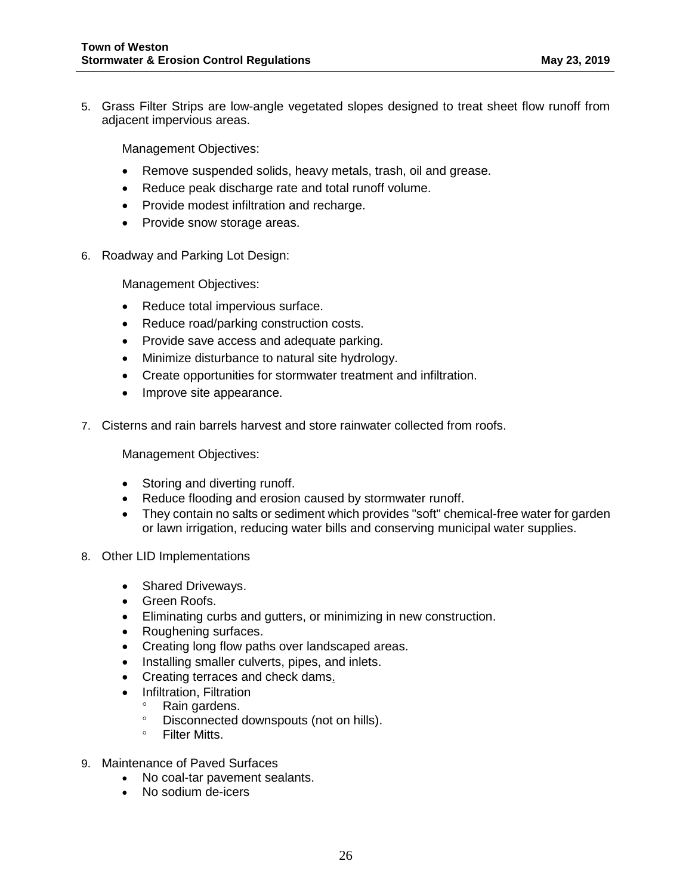5. Grass Filter Strips are low-angle vegetated slopes designed to treat sheet flow runoff from adjacent impervious areas.

   Management Objectives:

   - Remove suspended solids, heavy metals, trash, oil and grease.
   - Reduce peak discharge rate and total runoff volume.
   - Provide modest infiltration and recharge.
   - Provide snow storage areas.

6. Roadway and Parking Lot Design:

   Management Objectives:

   - Reduce total impervious surface.
   - Reduce road/parking construction costs.
   - Provide save access and adequate parking.
   - Minimize disturbance to natural site hydrology.
   - Create opportunities for stormwater treatment and infiltration.
   - Improve site appearance.

7. Cisterns and rain barrels harvest and store rainwater collected from roofs.

   Management Objectives:

   - Storing and diverting runoff.
   - Reduce flooding and erosion caused by stormwater runoff.
   - They contain no salts or sediment which provides "soft" chemical-free water for garden or lawn irrigation, reducing water bills and conserving municipal water supplies.

8. Other LID Implementations

   - Shared Driveways.
   - Green Roofs.
   - Eliminating curbs and gutters, or minimizing in new construction.
   - Roughening surfaces.
   - Creating long flow paths over landscaped areas.
   - Installing smaller culverts, pipes, and inlets.
   - Creating terraces and check dams.
   - Infiltration, Filtration
     - Rain gardens.
     - Disconnected downspouts (not on hills).
     - Filter Mitts.

9. Maintenance of Paved Surfaces
   - No coal-tar pavement sealants.
   - No sodium de-icers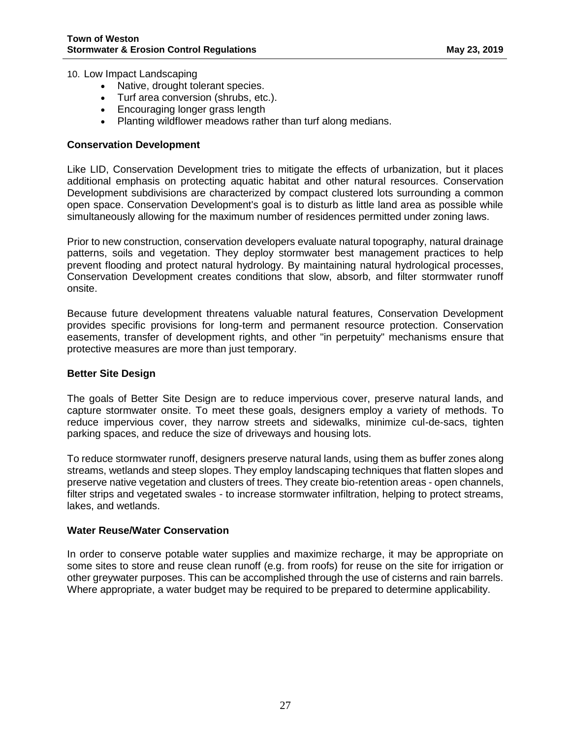10. Low Impact Landscaping
    - Native, drought tolerant species.
    - Turf area conversion (shrubs, etc.).
    - Encouraging longer grass length
    - Planting wildflower meadows rather than turf along medians.

**Conservation Development**

Like LID, Conservation Development tries to mitigate the effects of urbanization, but it places additional emphasis on protecting aquatic habitat and other natural resources. Conservation Development subdivisions are characterized by compact clustered lots surrounding a common open space. Conservation Development's goal is to disturb as little land area as possible while simultaneously allowing for the maximum number of residences permitted under zoning laws.

Prior to new construction, conservation developers evaluate natural topography, natural drainage patterns, soils and vegetation. They deploy stormwater best management practices to help prevent flooding and protect natural hydrology. By maintaining natural hydrological processes, Conservation Development creates conditions that slow, absorb, and filter stormwater runoff onsite.

Because future development threatens valuable natural features, Conservation Development provides specific provisions for long-term and permanent resource protection. Conservation easements, transfer of development rights, and other "in perpetuity" mechanisms ensure that protective measures are more than just temporary.

**Better Site Design**

The goals of Better Site Design are to reduce impervious cover, preserve natural lands, and capture stormwater onsite. To meet these goals, designers employ a variety of methods. To reduce impervious cover, they narrow streets and sidewalks, minimize cul-de-sacs, tighten parking spaces, and reduce the size of driveways and housing lots.

To reduce stormwater runoff, designers preserve natural lands, using them as buffer zones along streams, wetlands and steep slopes. They employ landscaping techniques that flatten slopes and preserve native vegetation and clusters of trees. They create bio-retention areas - open channels, filter strips and vegetated swales - to increase stormwater infiltration, helping to protect streams, lakes, and wetlands.

**Water Reuse/Water Conservation**

In order to conserve potable water supplies and maximize recharge, it may be appropriate on some sites to store and reuse clean runoff (e.g. from roofs) for reuse on the site for irrigation or other greywater purposes. This can be accomplished through the use of cisterns and rain barrels. Where appropriate, a water budget may be required to be prepared to determine applicability.